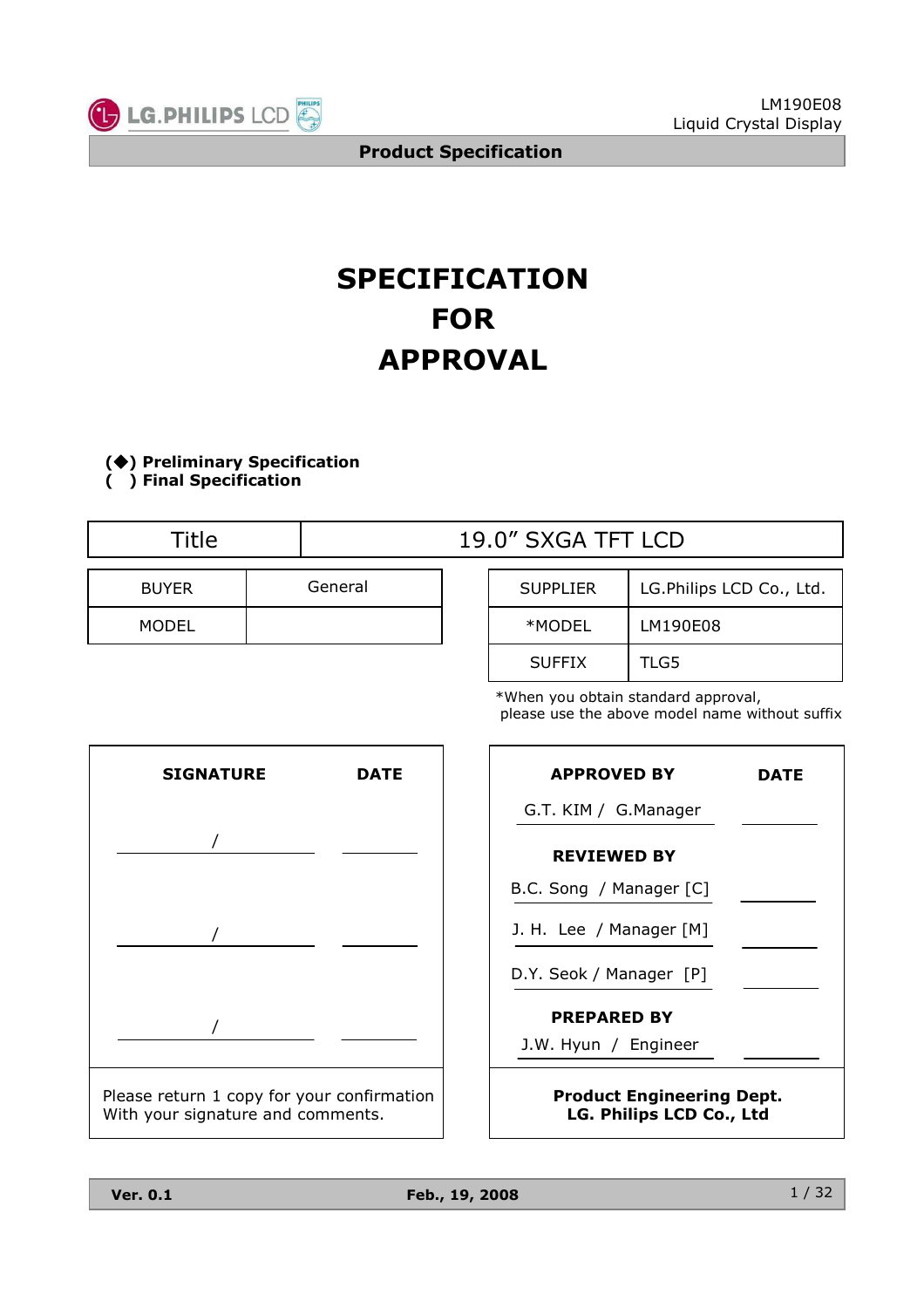# SPECIFICATION FOR APPROVAL

**(◆) Preliminary Specification**
**( ) Final Specification**

| Title | 19.0" SXGA TFT LCD |
|---|---|

| BUYER | General |
|---|---|
| MODEL | |

| SUPPLIER | LG.Philips LCD Co., Ltd. |
|---|---|
| *MODEL | LM190E08 |
| SUFFIX | TLG5 |

*When you obtain standard approval, please use the above model name without suffix

| SIGNATURE | DATE |
|---|---|
| / | |
| / | |
| / | |

Please return 1 copy for your confirmation With your signature and comments.

| APPROVED BY | DATE |
|---|---|
| G.T. KIM / G.Manager | |
| **REVIEWED BY** | |
| B.C. Song / Manager [C] | |
| J. H. Lee / Manager [M] | |
| D.Y. Seok / Manager [P] | |
| **PREPARED BY** | |
| J.W. Hyun / Engineer | |

**Product Engineering Dept.**
**LG. Philips LCD Co., Ltd**

**Ver. 0.1** **Feb., 19, 2008**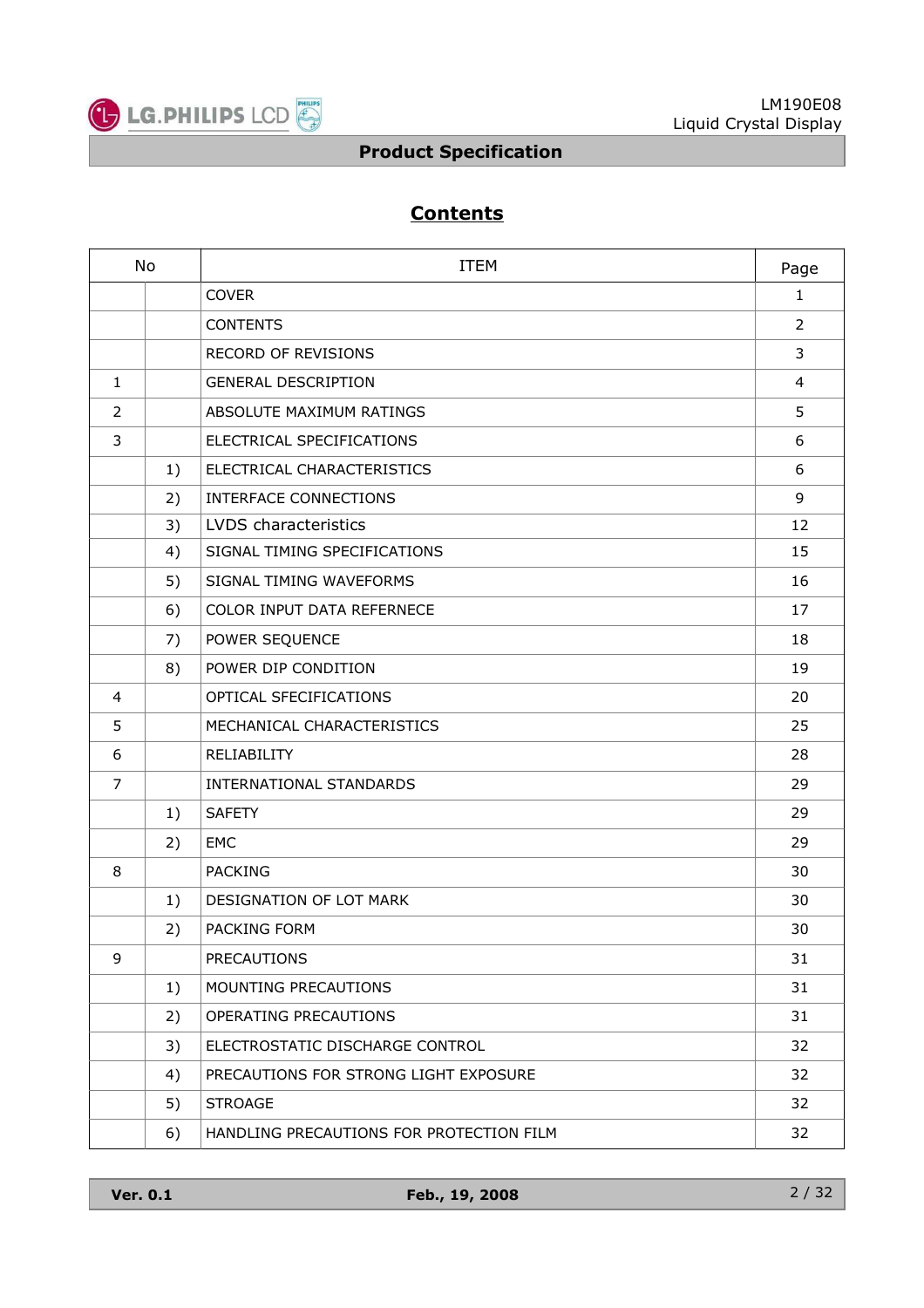## Contents

| No | | ITEM | Page |
|---|---|---|---|
| | | COVER | 1 |
| | | CONTENTS | 2 |
| | | RECORD OF REVISIONS | 3 |
| 1 | | GENERAL DESCRIPTION | 4 |
| 2 | | ABSOLUTE MAXIMUM RATINGS | 5 |
| 3 | | ELECTRICAL SPECIFICATIONS | 6 |
| | 1) | ELECTRICAL CHARACTERISTICS | 6 |
| | 2) | INTERFACE CONNECTIONS | 9 |
| | 3) | LVDS characteristics | 12 |
| | 4) | SIGNAL TIMING SPECIFICATIONS | 15 |
| | 5) | SIGNAL TIMING WAVEFORMS | 16 |
| | 6) | COLOR INPUT DATA REFERNECE | 17 |
| | 7) | POWER SEQUENCE | 18 |
| | 8) | POWER DIP CONDITION | 19 |
| 4 | | OPTICAL SFECIFICATIONS | 20 |
| 5 | | MECHANICAL CHARACTERISTICS | 25 |
| 6 | | RELIABILITY | 28 |
| 7 | | INTERNATIONAL STANDARDS | 29 |
| | 1) | SAFETY | 29 |
| | 2) | EMC | 29 |
| 8 | | PACKING | 30 |
| | 1) | DESIGNATION OF LOT MARK | 30 |
| | 2) | PACKING FORM | 30 |
| 9 | | PRECAUTIONS | 31 |
| | 1) | MOUNTING PRECAUTIONS | 31 |
| | 2) | OPERATING PRECAUTIONS | 31 |
| | 3) | ELECTROSTATIC DISCHARGE CONTROL | 32 |
| | 4) | PRECAUTIONS FOR STRONG LIGHT EXPOSURE | 32 |
| | 5) | STROAGE | 32 |
| | 6) | HANDLING PRECAUTIONS FOR PROTECTION FILM | 32 |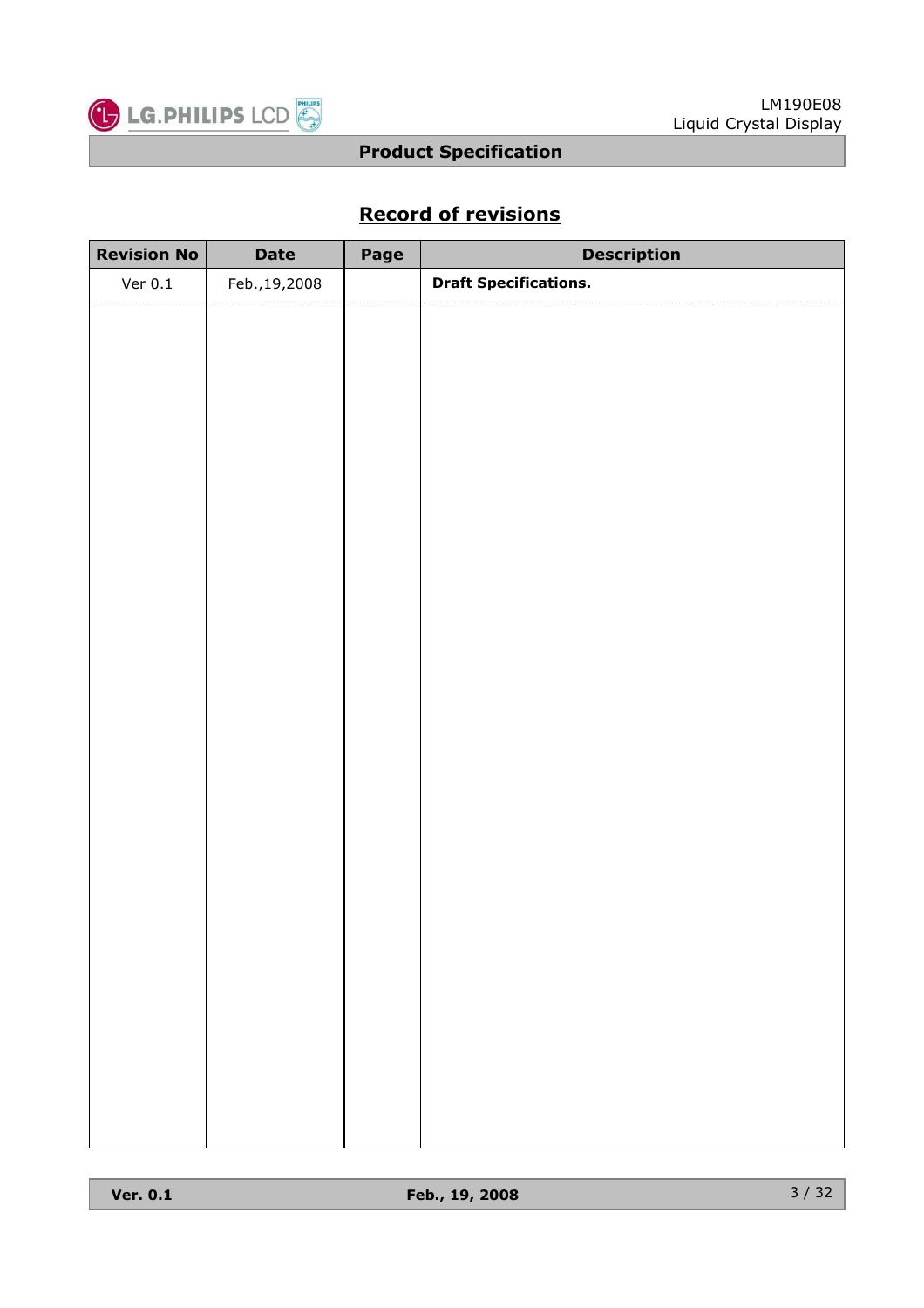## Record of revisions

| Revision No | Date | Page | Description |
|---|---|---|---|
| Ver 0.1 | Feb.,19,2008 | | **Draft Specifications.** |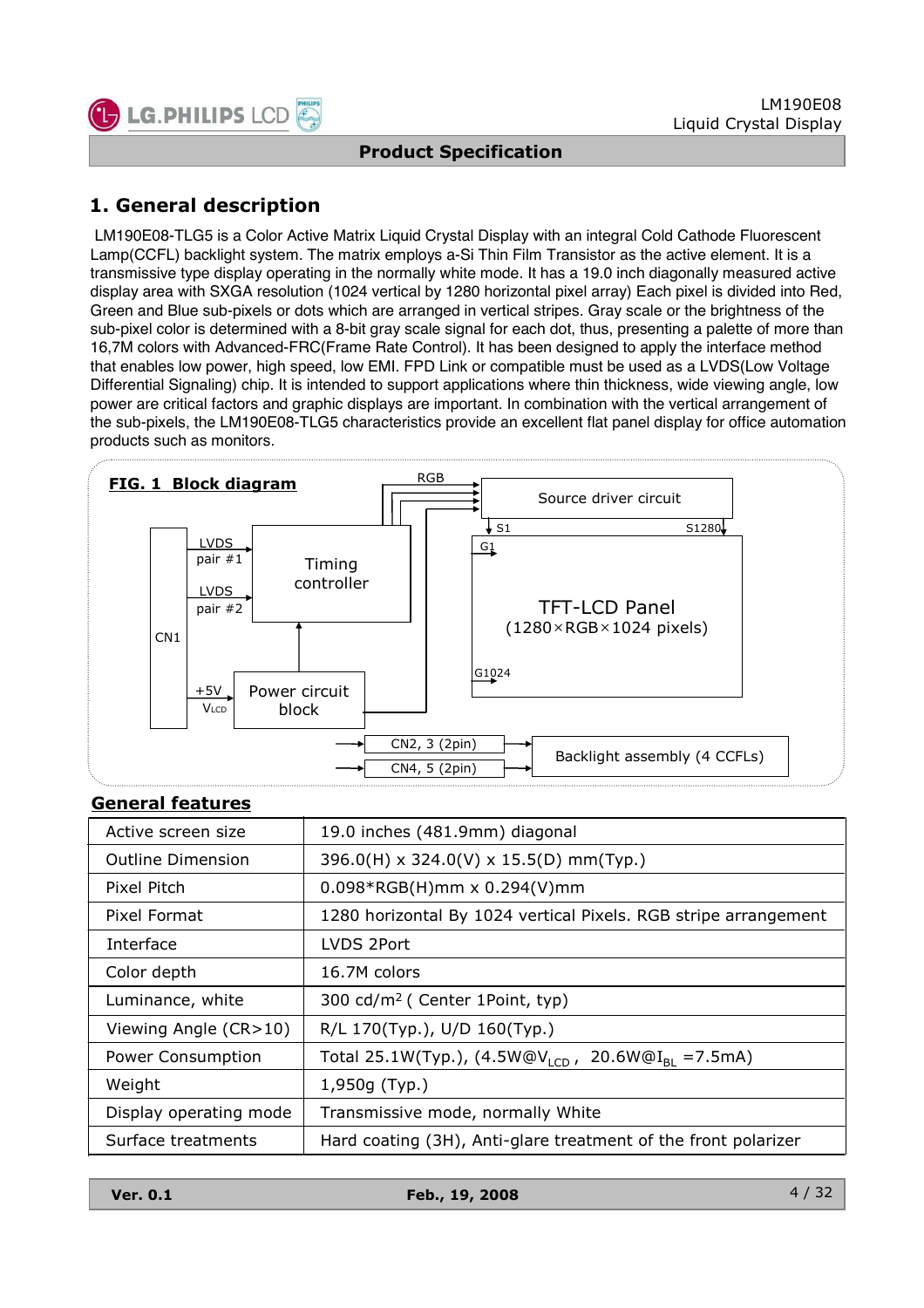# 1. General description

LM190E08-TLG5 is a Color Active Matrix Liquid Crystal Display with an integral Cold Cathode Fluorescent Lamp(CCFL) backlight system. The matrix employs a-Si Thin Film Transistor as the active element. It is a transmissive type display operating in the normally white mode. It has a 19.0 inch diagonally measured active display area with SXGA resolution (1024 vertical by 1280 horizontal pixel array) Each pixel is divided into Red, Green and Blue sub-pixels or dots which are arranged in vertical stripes. Gray scale or the brightness of the sub-pixel color is determined with a 8-bit gray scale signal for each dot, thus, presenting a palette of more than 16,7M colors with Advanced-FRC(Frame Rate Control). It has been designed to apply the interface method that enables low power, high speed, low EMI. FPD Link or compatible must be used as a LVDS(Low Voltage Differential Signaling) chip. It is intended to support applications where thin thickness, wide viewing angle, low power are critical factors and graphic displays are important. In combination with the vertical arrangement of the sub-pixels, the LM190E08-TLG5 characteristics provide an excellent flat panel display for office automation products such as monitors.

**FIG. 1 Block diagram**

CN1 — LVDS pair #1, LVDS pair #2 → Timing controller → RGB → Source driver circuit (S1 … S1280) → TFT-LCD Panel (1280×RGB×1024 pixels) (G1 … G1024)

CN1 — +5V $V_{LCD}$ → Power circuit block

CN2, 3 (2pin), CN4, 5 (2pin) → Backlight assembly (4 CCFLs)

## General features

| | |
|---|---|
| Active screen size | 19.0 inches (481.9mm) diagonal |
| Outline Dimension | 396.0(H) x 324.0(V) x 15.5(D) mm(Typ.) |
| Pixel Pitch | 0.098*RGB(H)mm x 0.294(V)mm |
| Pixel Format | 1280 horizontal By 1024 vertical Pixels. RGB stripe arrangement |
| Interface | LVDS 2Port |
| Color depth | 16.7M colors |
| Luminance, white | 300 cd/m$^2$ ( Center 1Point, typ) |
| Viewing Angle (CR>10) | R/L 170(Typ.), U/D 160(Typ.) |
| Power Consumption | Total 25.1W(Typ.), (4.5W@$V_{LCD}$ , 20.6W@$I_{BL}$ =7.5mA) |
| Weight | 1,950g (Typ.) |
| Display operating mode | Transmissive mode, normally White |
| Surface treatments | Hard coating (3H), Anti-glare treatment of the front polarizer |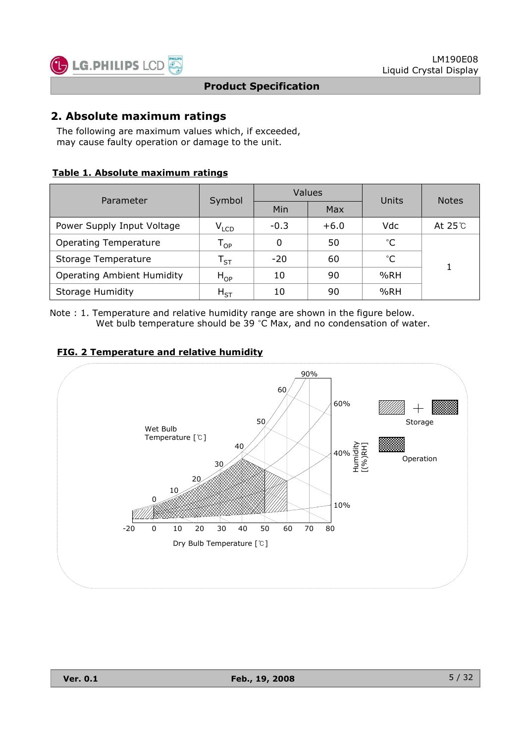## 2. Absolute maximum ratings

The following are maximum values which, if exceeded, may cause faulty operation or damage to the unit.

**Table 1. Absolute maximum ratings**

| Parameter | Symbol | Values | | Units | Notes |
|---|---|---|---|---|---|
| | | Min | Max | | |
| Power Supply Input Voltage | $V_{LCD}$ | -0.3 | +6.0 | Vdc | At 25℃ |
| Operating Temperature | $T_{OP}$ | 0 | 50 | ˚C | 1 |
| Storage Temperature | $T_{ST}$ | -20 | 60 | ˚C | 1 |
| Operating Ambient Humidity | $H_{OP}$ | 10 | 90 | %RH | 1 |
| Storage Humidity | $H_{ST}$ | 10 | 90 | %RH | 1 |

Note : 1. Temperature and relative humidity range are shown in the figure below.
Wet bulb temperature should be 39 ˚C Max, and no condensation of water.

**FIG. 2 Temperature and relative humidity**

Wet Bulb Temperature [℃]: 0, 10, 20, 30, 40, 50, 60

Humidity [(%)RH]: 10%, 40%, 60%, 90%

Dry Bulb Temperature [℃]: -20, 0, 10, 20, 30, 40, 50, 60, 70, 80

Storage (hatched + cross-hatched)

Operation (cross-hatched)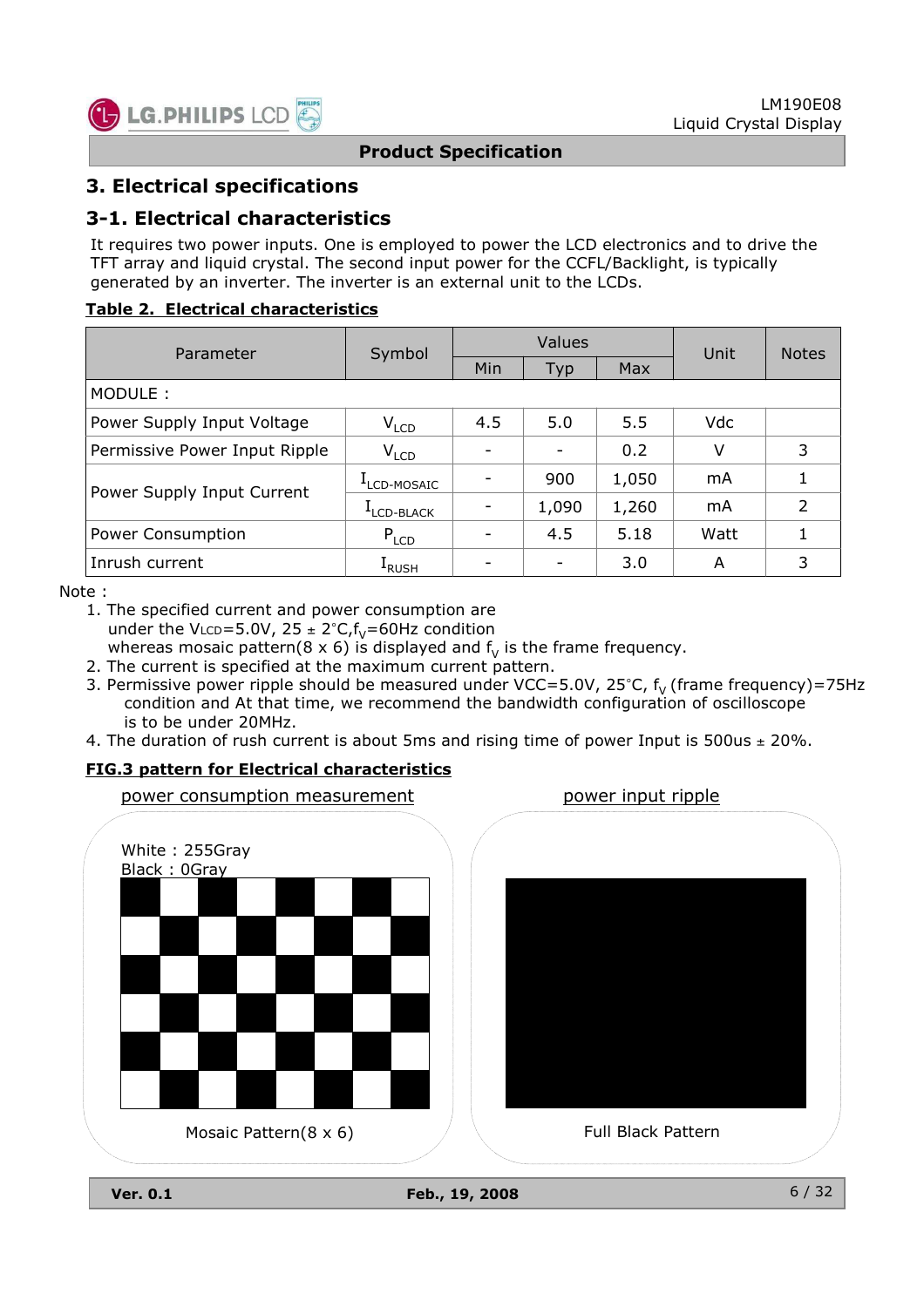# 3. Electrical specifications

## 3-1. Electrical characteristics

It requires two power inputs. One is employed to power the LCD electronics and to drive the TFT array and liquid crystal. The second input power for the CCFL/Backlight, is typically generated by an inverter. The inverter is an external unit to the LCDs.

**Table 2. Electrical characteristics**

| Parameter | Symbol | Values | | | Unit | Notes |
|---|---|---|---|---|---|---|
| | | Min | Typ | Max | | |
| MODULE : | | | | | | |
| Power Supply Input Voltage | $V_{LCD}$ | 4.5 | 5.0 | 5.5 | Vdc | |
| Permissive Power Input Ripple | $V_{LCD}$ | - | - | 0.2 | V | 3 |
| Power Supply Input Current | $I_{LCD\text{-}MOSAIC}$ | - | 900 | 1,050 | mA | 1 |
| | $I_{LCD\text{-}BLACK}$ | - | 1,090 | 1,260 | mA | 2 |
| Power Consumption | $P_{LCD}$ | - | 4.5 | 5.18 | Watt | 1 |
| Inrush current | $I_{RUSH}$ | - | - | 3.0 | A | 3 |

Note :

1. The specified current and power consumption are under the $V_{LCD}$=5.0V, 25 ± 2°C,$f_V$=60Hz condition whereas mosaic pattern(8 x 6) is displayed and $f_V$ is the frame frequency.
2. The current is specified at the maximum current pattern.
3. Permissive power ripple should be measured under VCC=5.0V, 25°C, $f_V$ (frame frequency)=75Hz condition and At that time, we recommend the bandwidth configuration of oscilloscope is to be under 20MHz.
4. The duration of rush current is about 5ms and rising time of power Input is 500us ± 20%.

**FIG.3 pattern for Electrical characteristics**

power consumption measurement

White : 255Gray
Black : 0Gray

Mosaic Pattern(8 x 6)

power input ripple

Full Black Pattern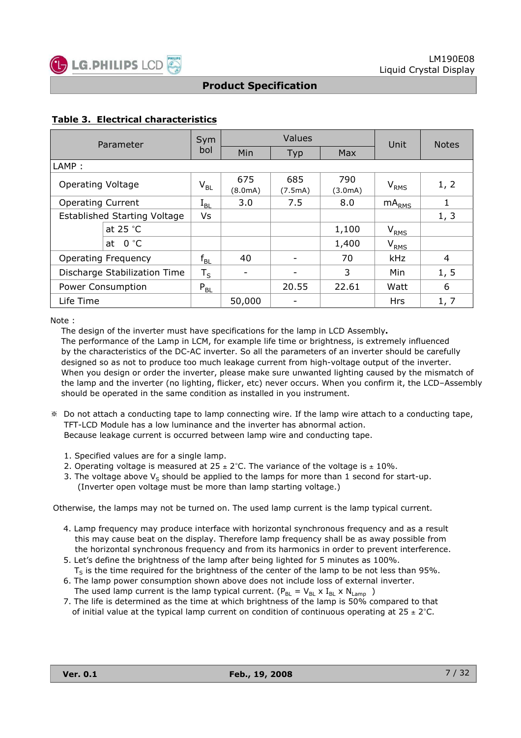## Table 3. Electrical characteristics

| Parameter | | Symbol | Values | | | Unit | Notes |
|---|---|---|---|---|---|---|---|
| | | | Min | Typ | Max | | |
| LAMP : | | | | | | | |
| Operating Voltage | | $V_{BL}$ | 675 (8.0mA) | 685 (7.5mA) | 790 (3.0mA) | $V_{RMS}$ | 1, 2 |
| Operating Current | | $I_{BL}$ | 3.0 | 7.5 | 8.0 | $mA_{RMS}$ | 1 |
| Established Starting Voltage | | Vs | | | | | 1, 3 |
| | at 25 °C | | | | 1,100 | $V_{RMS}$ | |
| | at 0 °C | | | | 1,400 | $V_{RMS}$ | |
| Operating Frequency | | $f_{BL}$ | 40 | - | 70 | kHz | 4 |
| Discharge Stabilization Time | | $T_S$ | - | - | 3 | Min | 1, 5 |
| Power Consumption | | $P_{BL}$ | | 20.55 | 22.61 | Watt | 6 |
| Life Time | | | 50,000 | - | | Hrs | 1, 7 |

Note :

The design of the inverter must have specifications for the lamp in LCD Assembly**.**
The performance of the Lamp in LCM, for example life time or brightness, is extremely influenced by the characteristics of the DC-AC inverter. So all the parameters of an inverter should be carefully designed so as not to produce too much leakage current from high-voltage output of the inverter. When you design or order the inverter, please make sure unwanted lighting caused by the mismatch of the lamp and the inverter (no lighting, flicker, etc) never occurs. When you confirm it, the LCD–Assembly should be operated in the same condition as installed in you instrument.

※ Do not attach a conducting tape to lamp connecting wire. If the lamp wire attach to a conducting tape, TFT-LCD Module has a low luminance and the inverter has abnormal action. Because leakage current is occurred between lamp wire and conducting tape.

1. Specified values are for a single lamp.
2. Operating voltage is measured at 25 ± 2°C. The variance of the voltage is ± 10%.
3. The voltage above $V_S$ should be applied to the lamps for more than 1 second for start-up. (Inverter open voltage must be more than lamp starting voltage.)

Otherwise, the lamps may not be turned on. The used lamp current is the lamp typical current.

4. Lamp frequency may produce interface with horizontal synchronous frequency and as a result this may cause beat on the display. Therefore lamp frequency shall be as away possible from the horizontal synchronous frequency and from its harmonics in order to prevent interference.
5. Let's define the brightness of the lamp after being lighted for 5 minutes as 100%. $T_S$ is the time required for the brightness of the center of the lamp to be not less than 95%.
6. The lamp power consumption shown above does not include loss of external inverter. The used lamp current is the lamp typical current. ($P_{BL} = V_{BL} \times I_{BL} \times N_{Lamp}$ )
7. The life is determined as the time at which brightness of the lamp is 50% compared to that of initial value at the typical lamp current on condition of continuous operating at 25 ± 2°C.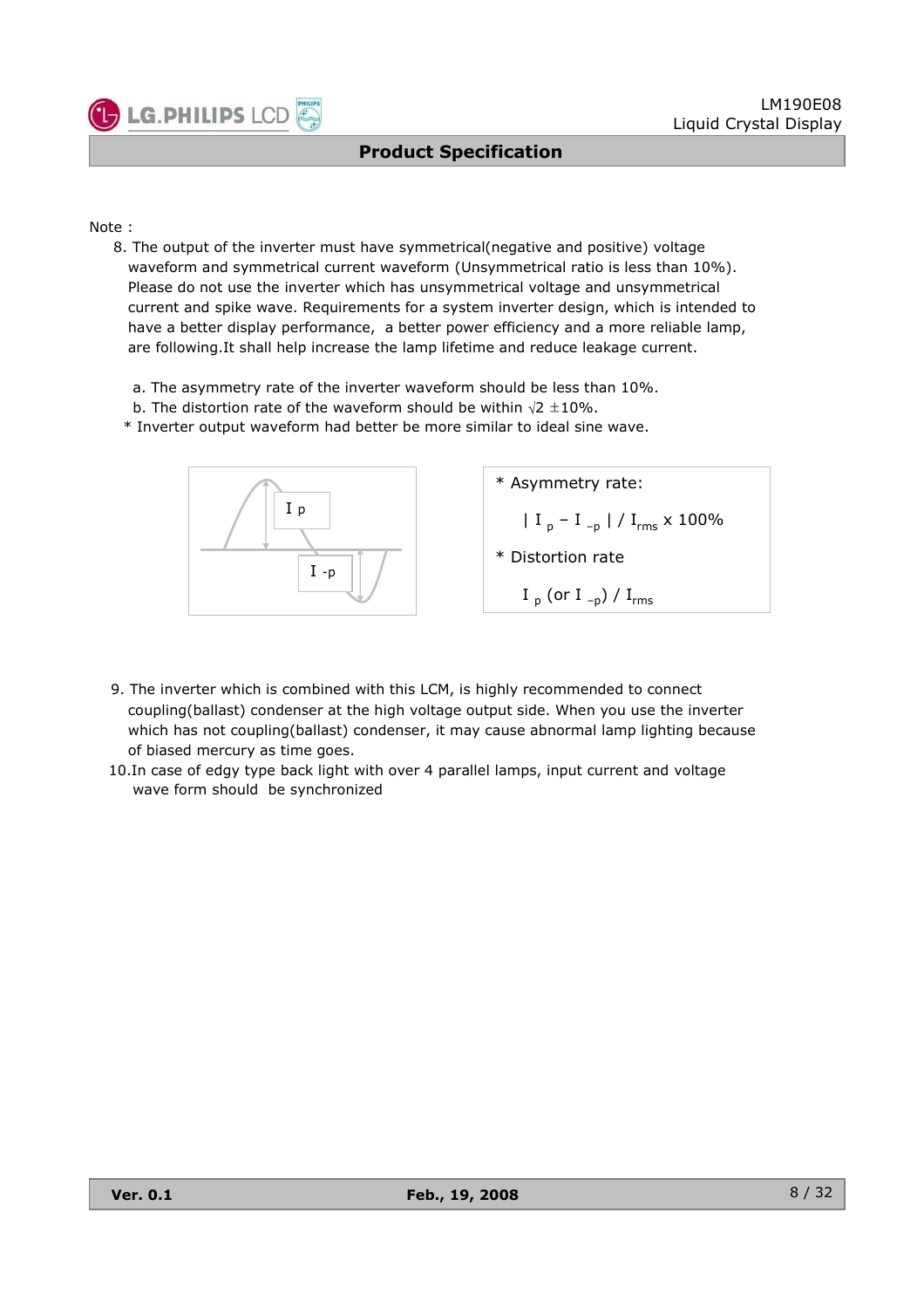Note :

8. The output of the inverter must have symmetrical(negative and positive) voltage waveform and symmetrical current waveform (Unsymmetrical ratio is less than 10%). Please do not use the inverter which has unsymmetrical voltage and unsymmetrical current and spike wave. Requirements for a system inverter design, which is intended to have a better display performance, a better power efficiency and a more reliable lamp, are following.It shall help increase the lamp lifetime and reduce leakage current.

   a. The asymmetry rate of the inverter waveform should be less than 10%.
   b. The distortion rate of the waveform should be within $\sqrt{2} \pm 10\%$.

   * Inverter output waveform had better be more similar to ideal sine wave.

   $I_p$

   $I_{-p}$

   * Asymmetry rate:

   $$| I_p - I_{-p} | / I_{rms} \times 100\%$$

   * Distortion rate

   $$I_p \text{ (or } I_{-p}) / I_{rms}$$

9. The inverter which is combined with this LCM, is highly recommended to connect coupling(ballast) condenser at the high voltage output side. When you use the inverter which has not coupling(ballast) condenser, it may cause abnormal lamp lighting because of biased mercury as time goes.

10. In case of edgy type back light with over 4 parallel lamps, input current and voltage wave form should be synchronized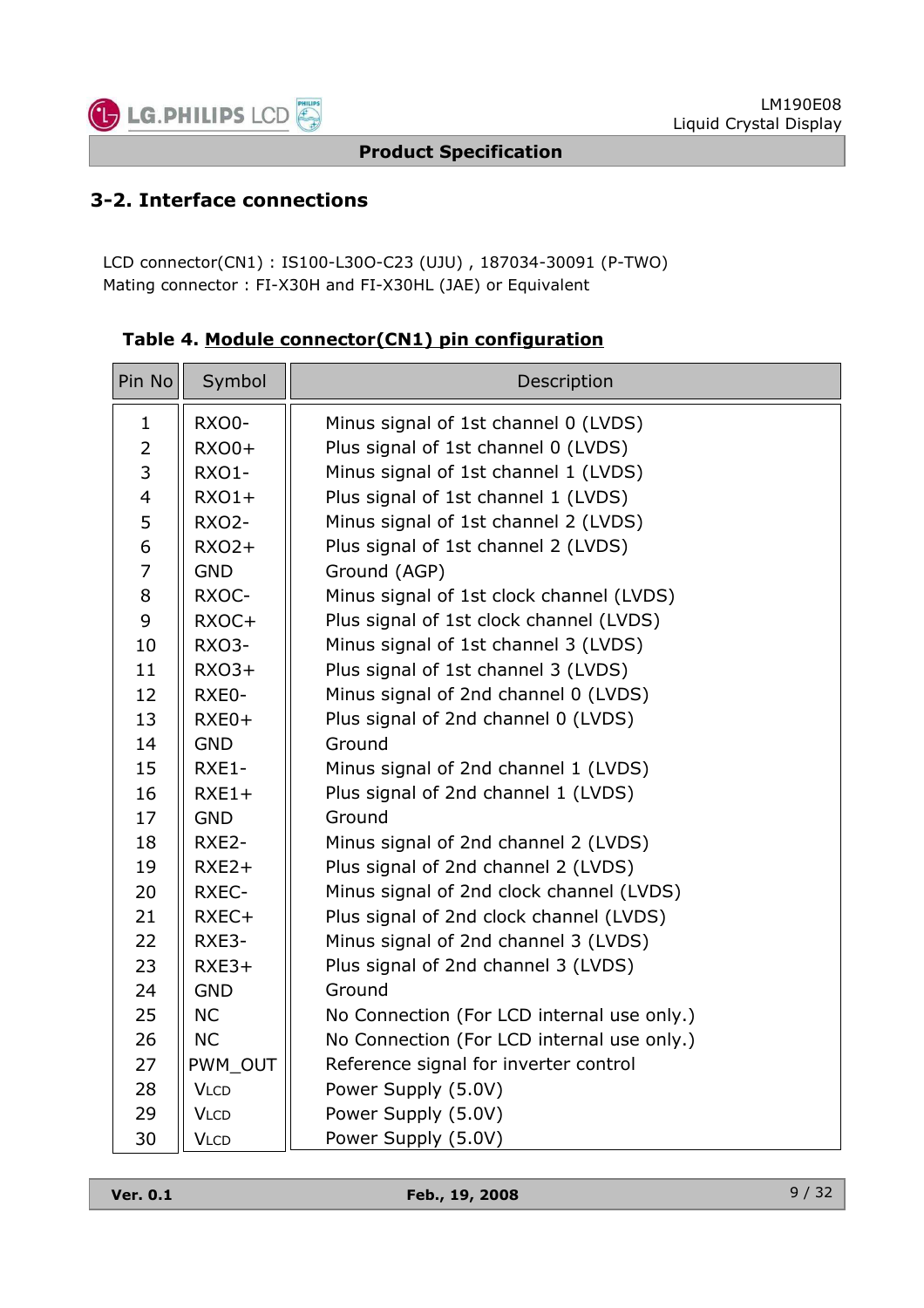## 3-2. Interface connections

LCD connector(CN1) : IS100-L30O-C23 (UJU) , 187034-30091 (P-TWO)
Mating connector : FI-X30H and FI-X30HL (JAE) or Equivalent

**Table 4. Module connector(CN1) pin configuration**

| Pin No | Symbol | Description |
|---|---|---|
| 1 | RXO0- | Minus signal of 1st channel 0 (LVDS) |
| 2 | RXO0+ | Plus signal of 1st channel 0 (LVDS) |
| 3 | RXO1- | Minus signal of 1st channel 1 (LVDS) |
| 4 | RXO1+ | Plus signal of 1st channel 1 (LVDS) |
| 5 | RXO2- | Minus signal of 1st channel 2 (LVDS) |
| 6 | RXO2+ | Plus signal of 1st channel 2 (LVDS) |
| 7 | GND | Ground (AGP) |
| 8 | RXOC- | Minus signal of 1st clock channel (LVDS) |
| 9 | RXOC+ | Plus signal of 1st clock channel (LVDS) |
| 10 | RXO3- | Minus signal of 1st channel 3 (LVDS) |
| 11 | RXO3+ | Plus signal of 1st channel 3 (LVDS) |
| 12 | RXE0- | Minus signal of 2nd channel 0 (LVDS) |
| 13 | RXE0+ | Plus signal of 2nd channel 0 (LVDS) |
| 14 | GND | Ground |
| 15 | RXE1- | Minus signal of 2nd channel 1 (LVDS) |
| 16 | RXE1+ | Plus signal of 2nd channel 1 (LVDS) |
| 17 | GND | Ground |
| 18 | RXE2- | Minus signal of 2nd channel 2 (LVDS) |
| 19 | RXE2+ | Plus signal of 2nd channel 2 (LVDS) |
| 20 | RXEC- | Minus signal of 2nd clock channel (LVDS) |
| 21 | RXEC+ | Plus signal of 2nd clock channel (LVDS) |
| 22 | RXE3- | Minus signal of 2nd channel 3 (LVDS) |
| 23 | RXE3+ | Plus signal of 2nd channel 3 (LVDS) |
| 24 | GND | Ground |
| 25 | NC | No Connection (For LCD internal use only.) |
| 26 | NC | No Connection (For LCD internal use only.) |
| 27 | PWM_OUT | Reference signal for inverter control |
| 28 | $V_{LCD}$ | Power Supply (5.0V) |
| 29 | $V_{LCD}$ | Power Supply (5.0V) |
| 30 | $V_{LCD}$ | Power Supply (5.0V) |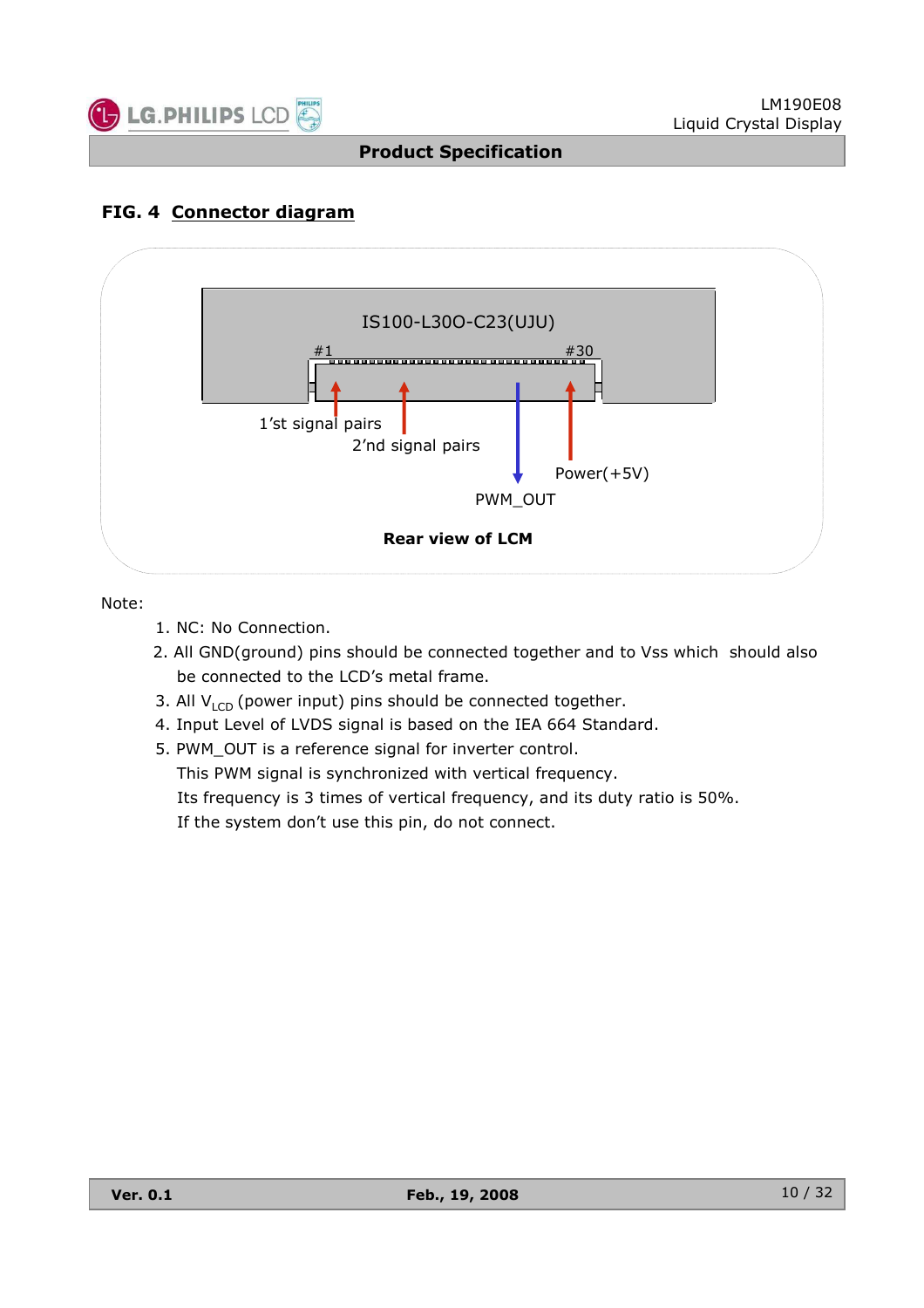## FIG. 4 Connector diagram

IS100-L30O-C23(UJU)

#1 #30

1'st signal pairs

2'nd signal pairs

PWM_OUT

Power(+5V)

**Rear view of LCM**

Note:

1. NC: No Connection.
2. All GND(ground) pins should be connected together and to Vss which should also be connected to the LCD's metal frame.
3. All $V_{LCD}$ (power input) pins should be connected together.
4. Input Level of LVDS signal is based on the IEA 664 Standard.
5. PWM_OUT is a reference signal for inverter control.
   This PWM signal is synchronized with vertical frequency.
   Its frequency is 3 times of vertical frequency, and its duty ratio is 50%.
   If the system don't use this pin, do not connect.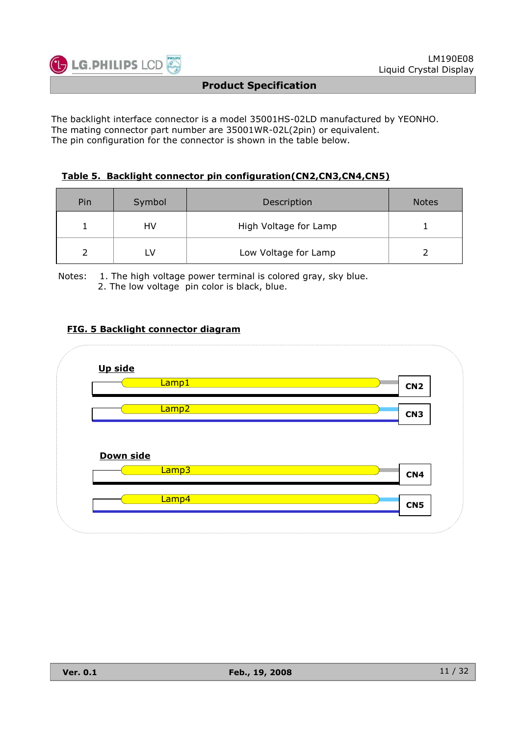The backlight interface connector is a model 35001HS-02LD manufactured by YEONHO.
The mating connector part number are 35001WR-02L(2pin) or equivalent.
The pin configuration for the connector is shown in the table below.

**Table 5. Backlight connector pin configuration(CN2,CN3,CN4,CN5)**

| Pin | Symbol | Description | Notes |
|---|---|---|---|
| 1 | HV | High Voltage for Lamp | 1 |
| 2 | LV | Low Voltage for Lamp | 2 |

Notes: 1. The high voltage power terminal is colored gray, sky blue.
2. The low voltage pin color is black, blue.

**FIG. 5 Backlight connector diagram**

**Up side**

Lamp1 — CN2

Lamp2 — CN3

**Down side**

Lamp3 — CN4

Lamp4 — CN5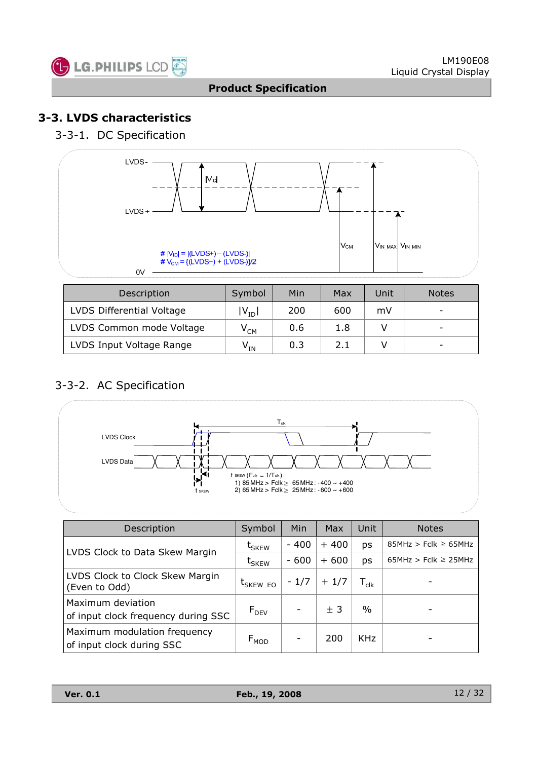## 3-3. LVDS characteristics

### 3-3-1. DC Specification

LVDS -

LVDS +

$|V_{ID}|$

$V_{CM}$

$V_{IN\_MAX}$ $V_{IN\_MIN}$

# $|V_{ID}| = |(LVDS+) - (LVDS-)|$
# $V_{CM} = \{(LVDS+) + (LVDS-)\}/2$

0V

| Description | Symbol | Min | Max | Unit | Notes |
|---|---|---|---|---|---|
| LVDS Differential Voltage | $\|V_{ID}\|$ | 200 | 600 | mV | - |
| LVDS Common mode Voltage | $V_{CM}$ | 0.6 | 1.8 | V | - |
| LVDS Input Voltage Range | $V_{IN}$ | 0.3 | 2.1 | V | - |

### 3-3-2. AC Specification

LVDS Clock

LVDS Data

$T_{clk}$

$t_{SKEW}$

$t_{SKEW}$ ($F_{clk} = 1/T_{clk}$)
1) 85 MHz > Fclk ≥ 65 MHz : - 400 ~ +400
2) 65 MHz > Fclk ≥ 25 MHz : - 600 ~ +600

| Description | Symbol | Min | Max | Unit | Notes |
|---|---|---|---|---|---|
| LVDS Clock to Data Skew Margin | $t_{SKEW}$ | - 400 | + 400 | ps | 85MHz > Fclk ≥ 65MHz |
| | $t_{SKEW}$ | - 600 | + 600 | ps | 65MHz > Fclk ≥ 25MHz |
| LVDS Clock to Clock Skew Margin (Even to Odd) | $t_{SKEW\_EO}$ | - 1/7 | + 1/7 | $T_{clk}$ | - |
| Maximum deviation of input clock frequency during SSC | $F_{DEV}$ | - | ± 3 | % | - |
| Maximum modulation frequency of input clock during SSC | $F_{MOD}$ | - | 200 | KHz | - |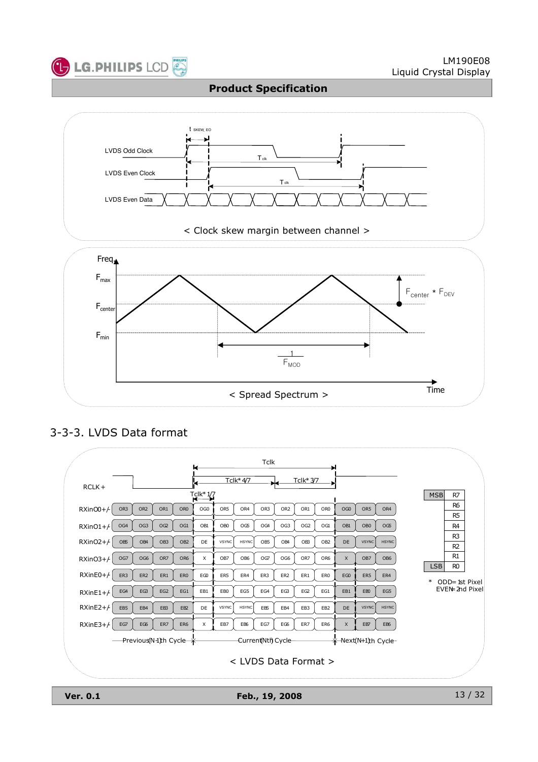LVDS Odd Clock

LVDS Even Clock

LVDS Even Data

$t_{SKEW\_EO}$

$T_{clk}$

$T_{clk}$

< Clock skew margin between channel >

Freq

$F_{max}$

$F_{center}$

$F_{min}$

$F_{center} * F_{DEV}$

$\frac{1}{F_{MOD}}$

Time

< Spread Spectrum >

## 3-3-3. LVDS Data format

RCLK+

Tclk

Tclk* 4/7

Tclk* 3/7

Tclk* 1/7

| | | | | | | | | | | | | | | |
|---|---|---|---|---|---|---|---|---|---|---|---|---|---|---|
| RXinO0+/- | OR3 | OR2 | OR1 | OR0 | OG0 | OR5 | OR4 | OR3 | OR2 | OR1 | OR0 | OG0 | OR5 | OR4 |
| RXinO1+/- | OG4 | OG3 | OG2 | OG1 | OB1 | OB0 | OG5 | OG4 | OG3 | OG2 | OG1 | OB1 | OB0 | OG5 |
| RXinO2+/- | OB5 | OB4 | OB3 | OB2 | DE | VSYNC | HSYNC | OB5 | OB4 | OB3 | OB2 | DE | VSYNC | HSYNC |
| RXinO3+/- | OG7 | OG6 | OR7 | OR6 | X | OB7 | OB6 | OG7 | OG6 | OR7 | OR6 | X | OB7 | OB6 |
| RXinE0+/- | ER3 | ER2 | ER1 | ER0 | EG0 | ER5 | ER4 | ER3 | ER2 | ER1 | ER0 | EG0 | ER5 | ER4 |
| RXinE1+/- | EG4 | EG3 | EG2 | EG1 | EB1 | EB0 | EG5 | EG4 | EG3 | EG2 | EG1 | EB1 | EB0 | EG5 |
| RXinE2+/- | EB5 | EB4 | EB3 | EB2 | DE | VSYNC | HSYNC | EB5 | EB4 | EB3 | EB2 | DE | VSYNC | HSYNC |
| RXinE3+/- | EG7 | EG6 | ER7 | ER6 | X | EB7 | EB6 | EG7 | EG6 | ER7 | ER6 | X | EB7 | EB6 |

Previous(N-1)th Cycle — Current(Nth) Cycle — Next(N+1)th Cycle

| | |
|---|---|
| MSB | R7 |
| | R6 |
| | R5 |
| | R4 |
| | R3 |
| | R2 |
| | R1 |
| LSB | R0 |

\* ODD= 1st Pixel
EVEN= 2nd Pixel

< LVDS Data Format >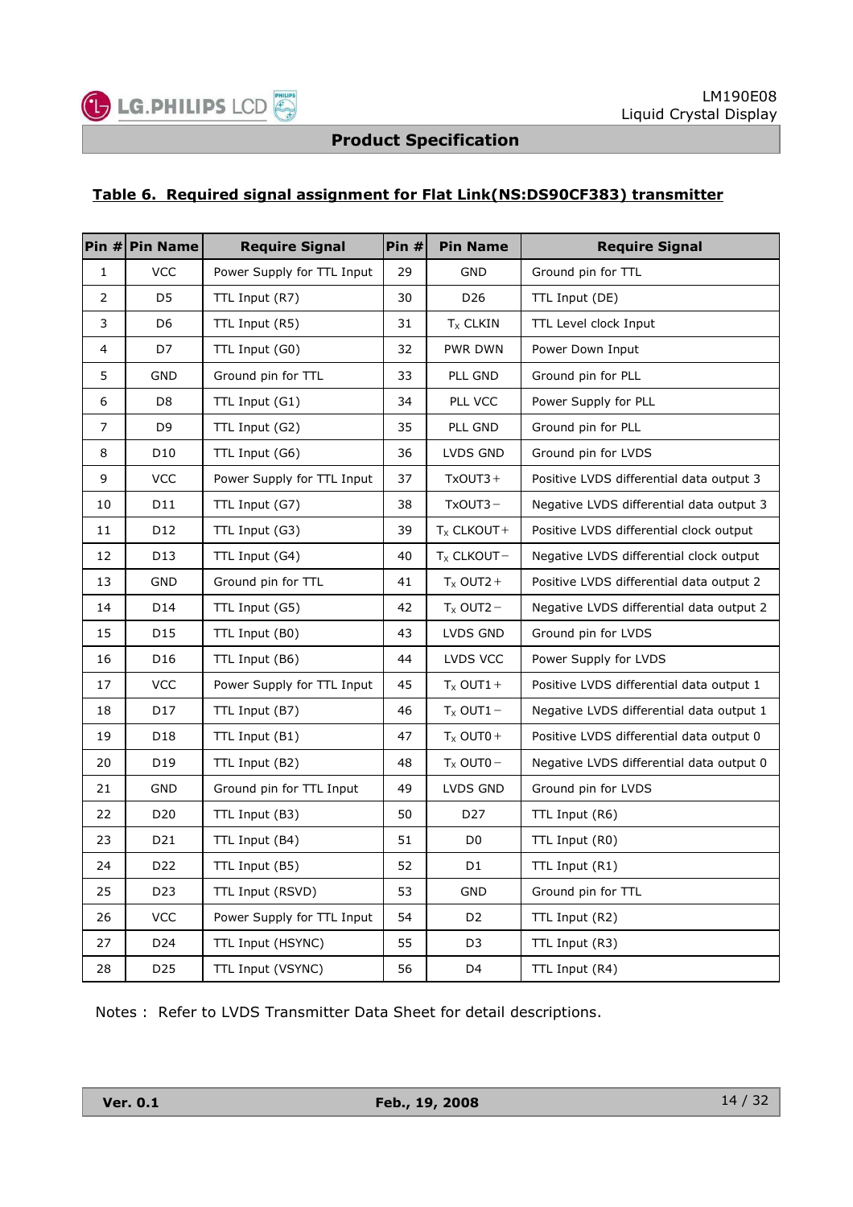### Table 6. Required signal assignment for Flat Link(NS:DS90CF383) transmitter

| Pin # | Pin Name | Require Signal | Pin # | Pin Name | Require Signal |
|---|---|---|---|---|---|
| 1 | VCC | Power Supply for TTL Input | 29 | GND | Ground pin for TTL |
| 2 | D5 | TTL Input (R7) | 30 | D26 | TTL Input (DE) |
| 3 | D6 | TTL Input (R5) | 31 | $T_X$ CLKIN | TTL Level clock Input |
| 4 | D7 | TTL Input (G0) | 32 | PWR DWN | Power Down Input |
| 5 | GND | Ground pin for TTL | 33 | PLL GND | Ground pin for PLL |
| 6 | D8 | TTL Input (G1) | 34 | PLL VCC | Power Supply for PLL |
| 7 | D9 | TTL Input (G2) | 35 | PLL GND | Ground pin for PLL |
| 8 | D10 | TTL Input (G6) | 36 | LVDS GND | Ground pin for LVDS |
| 9 | VCC | Power Supply for TTL Input | 37 | TxOUT3＋ | Positive LVDS differential data output 3 |
| 10 | D11 | TTL Input (G7) | 38 | TxOUT3－ | Negative LVDS differential data output 3 |
| 11 | D12 | TTL Input (G3) | 39 | $T_X$ CLKOUT＋ | Positive LVDS differential clock output |
| 12 | D13 | TTL Input (G4) | 40 | $T_X$ CLKOUT－ | Negative LVDS differential clock output |
| 13 | GND | Ground pin for TTL | 41 | $T_X$ OUT2＋ | Positive LVDS differential data output 2 |
| 14 | D14 | TTL Input (G5) | 42 | $T_X$ OUT2－ | Negative LVDS differential data output 2 |
| 15 | D15 | TTL Input (B0) | 43 | LVDS GND | Ground pin for LVDS |
| 16 | D16 | TTL Input (B6) | 44 | LVDS VCC | Power Supply for LVDS |
| 17 | VCC | Power Supply for TTL Input | 45 | $T_X$ OUT1＋ | Positive LVDS differential data output 1 |
| 18 | D17 | TTL Input (B7) | 46 | $T_X$ OUT1－ | Negative LVDS differential data output 1 |
| 19 | D18 | TTL Input (B1) | 47 | $T_X$ OUT0＋ | Positive LVDS differential data output 0 |
| 20 | D19 | TTL Input (B2) | 48 | $T_X$ OUT0－ | Negative LVDS differential data output 0 |
| 21 | GND | Ground pin for TTL Input | 49 | LVDS GND | Ground pin for LVDS |
| 22 | D20 | TTL Input (B3) | 50 | D27 | TTL Input (R6) |
| 23 | D21 | TTL Input (B4) | 51 | D0 | TTL Input (R0) |
| 24 | D22 | TTL Input (B5) | 52 | D1 | TTL Input (R1) |
| 25 | D23 | TTL Input (RSVD) | 53 | GND | Ground pin for TTL |
| 26 | VCC | Power Supply for TTL Input | 54 | D2 | TTL Input (R2) |
| 27 | D24 | TTL Input (HSYNC) | 55 | D3 | TTL Input (R3) |
| 28 | D25 | TTL Input (VSYNC) | 56 | D4 | TTL Input (R4) |

Notes : Refer to LVDS Transmitter Data Sheet for detail descriptions.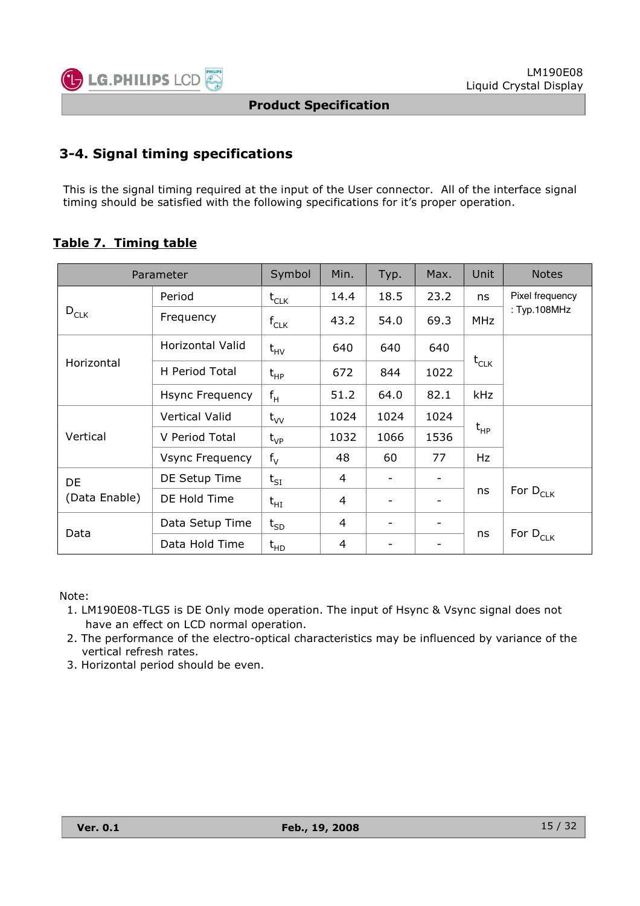## 3-4. Signal timing specifications

This is the signal timing required at the input of the User connector. All of the interface signal timing should be satisfied with the following specifications for it's proper operation.

**Table 7. Timing table**

| Parameter | | Symbol | Min. | Typ. | Max. | Unit | Notes |
|---|---|---|---|---|---|---|---|
| $D_{CLK}$ | Period | $t_{CLK}$ | 14.4 | 18.5 | 23.2 | ns | Pixel frequency : Typ.108MHz |
| | Frequency | $f_{CLK}$ | 43.2 | 54.0 | 69.3 | MHz | |
| Horizontal | Horizontal Valid | $t_{HV}$ | 640 | 640 | 640 | $t_{CLK}$ | |
| | H Period Total | $t_{HP}$ | 672 | 844 | 1022 | | |
| | Hsync Frequency | $f_H$ | 51.2 | 64.0 | 82.1 | kHz | |
| Vertical | Vertical Valid | $t_{VV}$ | 1024 | 1024 | 1024 | $t_{HP}$ | |
| | V Period Total | $t_{VP}$ | 1032 | 1066 | 1536 | | |
| | Vsync Frequency | $f_V$ | 48 | 60 | 77 | Hz | |
| DE (Data Enable) | DE Setup Time | $t_{SI}$ | 4 | - | - | ns | For $D_{CLK}$ |
| | DE Hold Time | $t_{HI}$ | 4 | - | - | | |
| Data | Data Setup Time | $t_{SD}$ | 4 | - | - | ns | For $D_{CLK}$ |
| | Data Hold Time | $t_{HD}$ | 4 | - | - | | |

Note:
1. LM190E08-TLG5 is DE Only mode operation. The input of Hsync & Vsync signal does not have an effect on LCD normal operation.
2. The performance of the electro-optical characteristics may be influenced by variance of the vertical refresh rates.
3. Horizontal period should be even.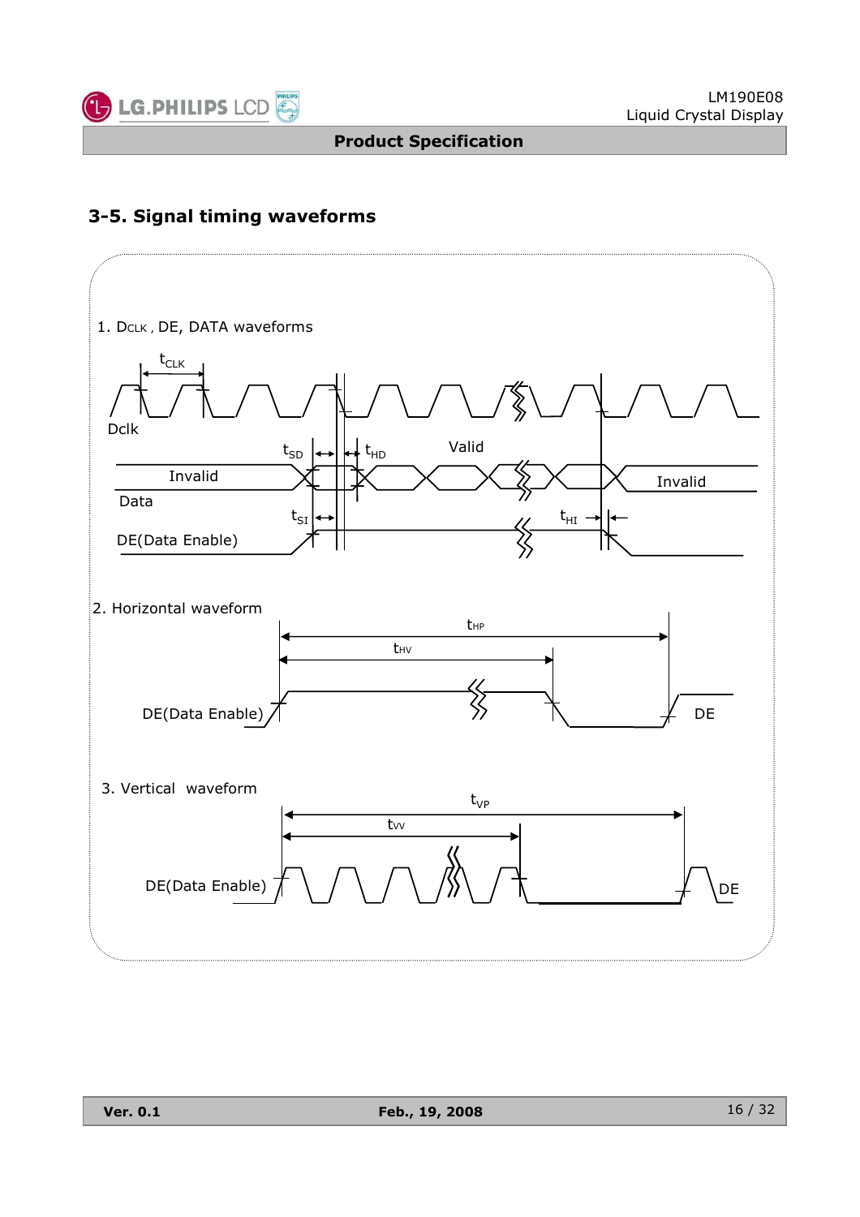## 3-5. Signal timing waveforms

1. $D_{CLK}$ , DE, DATA waveforms

$t_{CLK}$

Dclk

$t_{SD}$ $t_{HD}$ Valid

Invalid Invalid

Data

$t_{SI}$ $t_{HI}$

DE(Data Enable)

2. Horizontal waveform

$t_{HP}$

$t_{HV}$

DE(Data Enable) DE

3. Vertical waveform

$t_{VP}$

$t_{VV}$

DE(Data Enable) DE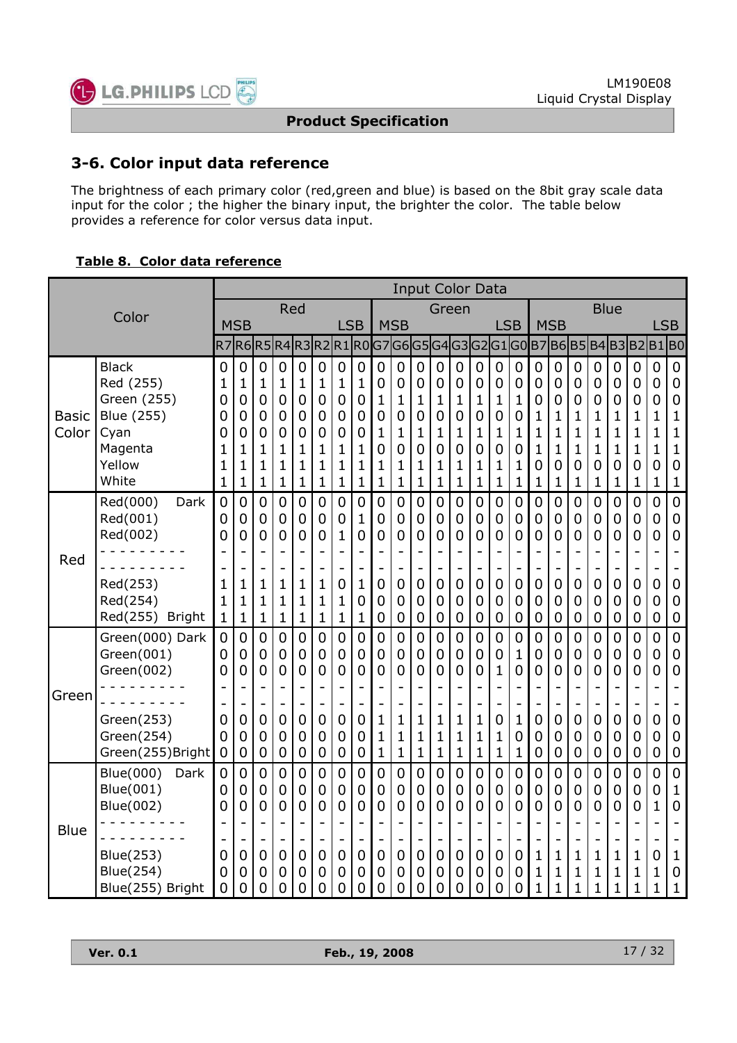## 3-6. Color input data reference

The brightness of each primary color (red,green and blue) is based on the 8bit gray scale data input for the color ; the higher the binary input, the brighter the color. The table below provides a reference for color versus data input.

**Table 8. Color data reference**

| Color | | Input Color Data | | | | | | | | | | | | | | | | | | | | | | | |
|---|---|---|---|---|---|---|---|---|---|---|---|---|---|---|---|---|---|---|---|---|---|---|---|---|---|
| | | Red | | | | | | | | Green | | | | | | | | Blue | | | | | | | |
| | | MSB | | | | | | | LSB | MSB | | | | | | | LSB | MSB | | | | | | | LSB |
| | | R7 | R6 | R5 | R4 | R3 | R2 | R1 | R0 | G7 | G6 | G5 | G4 | G3 | G2 | G1 | G0 | B7 | B6 | B5 | B4 | B3 | B2 | B1 | B0 |
| Basic Color | Black | 0 | 0 | 0 | 0 | 0 | 0 | 0 | 0 | 0 | 0 | 0 | 0 | 0 | 0 | 0 | 0 | 0 | 0 | 0 | 0 | 0 | 0 | 0 | 0 |
| | Red (255) | 1 | 1 | 1 | 1 | 1 | 1 | 1 | 1 | 0 | 0 | 0 | 0 | 0 | 0 | 0 | 0 | 0 | 0 | 0 | 0 | 0 | 0 | 0 | 0 |
| | Green (255) | 0 | 0 | 0 | 0 | 0 | 0 | 0 | 0 | 1 | 1 | 1 | 1 | 1 | 1 | 1 | 1 | 0 | 0 | 0 | 0 | 0 | 0 | 0 | 0 |
| | Blue (255) | 0 | 0 | 0 | 0 | 0 | 0 | 0 | 0 | 0 | 0 | 0 | 0 | 0 | 0 | 0 | 0 | 1 | 1 | 1 | 1 | 1 | 1 | 1 | 1 |
| | Cyan | 0 | 0 | 0 | 0 | 0 | 0 | 0 | 0 | 1 | 1 | 1 | 1 | 1 | 1 | 1 | 1 | 1 | 1 | 1 | 1 | 1 | 1 | 1 | 1 |
| | Magenta | 1 | 1 | 1 | 1 | 1 | 1 | 1 | 1 | 0 | 0 | 0 | 0 | 0 | 0 | 0 | 0 | 1 | 1 | 1 | 1 | 1 | 1 | 1 | 1 |
| | Yellow | 1 | 1 | 1 | 1 | 1 | 1 | 1 | 1 | 1 | 1 | 1 | 1 | 1 | 1 | 1 | 1 | 0 | 0 | 0 | 0 | 0 | 0 | 0 | 0 |
| | White | 1 | 1 | 1 | 1 | 1 | 1 | 1 | 1 | 1 | 1 | 1 | 1 | 1 | 1 | 1 | 1 | 1 | 1 | 1 | 1 | 1 | 1 | 1 | 1 |
| Red | Red(000) Dark | 0 | 0 | 0 | 0 | 0 | 0 | 0 | 0 | 0 | 0 | 0 | 0 | 0 | 0 | 0 | 0 | 0 | 0 | 0 | 0 | 0 | 0 | 0 | 0 |
| | Red(001) | 0 | 0 | 0 | 0 | 0 | 0 | 0 | 1 | 0 | 0 | 0 | 0 | 0 | 0 | 0 | 0 | 0 | 0 | 0 | 0 | 0 | 0 | 0 | 0 |
| | Red(002) | 0 | 0 | 0 | 0 | 0 | 0 | 1 | 0 | 0 | 0 | 0 | 0 | 0 | 0 | 0 | 0 | 0 | 0 | 0 | 0 | 0 | 0 | 0 | 0 |
| | - - - - - - - - - | - | - | - | - | - | - | - | - | - | - | - | - | - | - | - | - | - | - | - | - | - | - | - | - |
| | - - - - - - - - - | - | - | - | - | - | - | - | - | - | - | - | - | - | - | - | - | - | - | - | - | - | - | - | - |
| | Red(253) | 1 | 1 | 1 | 1 | 1 | 1 | 0 | 1 | 0 | 0 | 0 | 0 | 0 | 0 | 0 | 0 | 0 | 0 | 0 | 0 | 0 | 0 | 0 | 0 |
| | Red(254) | 1 | 1 | 1 | 1 | 1 | 1 | 1 | 0 | 0 | 0 | 0 | 0 | 0 | 0 | 0 | 0 | 0 | 0 | 0 | 0 | 0 | 0 | 0 | 0 |
| | Red(255) Bright | 1 | 1 | 1 | 1 | 1 | 1 | 1 | 1 | 0 | 0 | 0 | 0 | 0 | 0 | 0 | 0 | 0 | 0 | 0 | 0 | 0 | 0 | 0 | 0 |
| Green | Green(000) Dark | 0 | 0 | 0 | 0 | 0 | 0 | 0 | 0 | 0 | 0 | 0 | 0 | 0 | 0 | 0 | 0 | 0 | 0 | 0 | 0 | 0 | 0 | 0 | 0 |
| | Green(001) | 0 | 0 | 0 | 0 | 0 | 0 | 0 | 0 | 0 | 0 | 0 | 0 | 0 | 0 | 0 | 1 | 0 | 0 | 0 | 0 | 0 | 0 | 0 | 0 |
| | Green(002) | 0 | 0 | 0 | 0 | 0 | 0 | 0 | 0 | 0 | 0 | 0 | 0 | 0 | 0 | 1 | 0 | 0 | 0 | 0 | 0 | 0 | 0 | 0 | 0 |
| | - - - - - - - - - | - | - | - | - | - | - | - | - | - | - | - | - | - | - | - | - | - | - | - | - | - | - | - | - |
| | - - - - - - - - - | - | - | - | - | - | - | - | - | - | - | - | - | - | - | - | - | - | - | - | - | - | - | - | - |
| | Green(253) | 0 | 0 | 0 | 0 | 0 | 0 | 0 | 0 | 1 | 1 | 1 | 1 | 1 | 1 | 0 | 1 | 0 | 0 | 0 | 0 | 0 | 0 | 0 | 0 |
| | Green(254) | 0 | 0 | 0 | 0 | 0 | 0 | 0 | 0 | 1 | 1 | 1 | 1 | 1 | 1 | 1 | 0 | 0 | 0 | 0 | 0 | 0 | 0 | 0 | 0 |
| | Green(255)Bright | 0 | 0 | 0 | 0 | 0 | 0 | 0 | 0 | 1 | 1 | 1 | 1 | 1 | 1 | 1 | 1 | 0 | 0 | 0 | 0 | 0 | 0 | 0 | 0 |
| Blue | Blue(000) Dark | 0 | 0 | 0 | 0 | 0 | 0 | 0 | 0 | 0 | 0 | 0 | 0 | 0 | 0 | 0 | 0 | 0 | 0 | 0 | 0 | 0 | 0 | 0 | 0 |
| | Blue(001) | 0 | 0 | 0 | 0 | 0 | 0 | 0 | 0 | 0 | 0 | 0 | 0 | 0 | 0 | 0 | 0 | 0 | 0 | 0 | 0 | 0 | 0 | 0 | 1 |
| | Blue(002) | 0 | 0 | 0 | 0 | 0 | 0 | 0 | 0 | 0 | 0 | 0 | 0 | 0 | 0 | 0 | 0 | 0 | 0 | 0 | 0 | 0 | 0 | 1 | 0 |
| | - - - - - - - - - | - | - | - | - | - | - | - | - | - | - | - | - | - | - | - | - | - | - | - | - | - | - | - | - |
| | - - - - - - - - - | - | - | - | - | - | - | - | - | - | - | - | - | - | - | - | - | - | - | - | - | - | - | - | - |
| | Blue(253) | 0 | 0 | 0 | 0 | 0 | 0 | 0 | 0 | 0 | 0 | 0 | 0 | 0 | 0 | 0 | 0 | 1 | 1 | 1 | 1 | 1 | 1 | 0 | 1 |
| | Blue(254) | 0 | 0 | 0 | 0 | 0 | 0 | 0 | 0 | 0 | 0 | 0 | 0 | 0 | 0 | 0 | 0 | 1 | 1 | 1 | 1 | 1 | 1 | 1 | 0 |
| | Blue(255) Bright | 0 | 0 | 0 | 0 | 0 | 0 | 0 | 0 | 0 | 0 | 0 | 0 | 0 | 0 | 0 | 0 | 1 | 1 | 1 | 1 | 1 | 1 | 1 | 1 |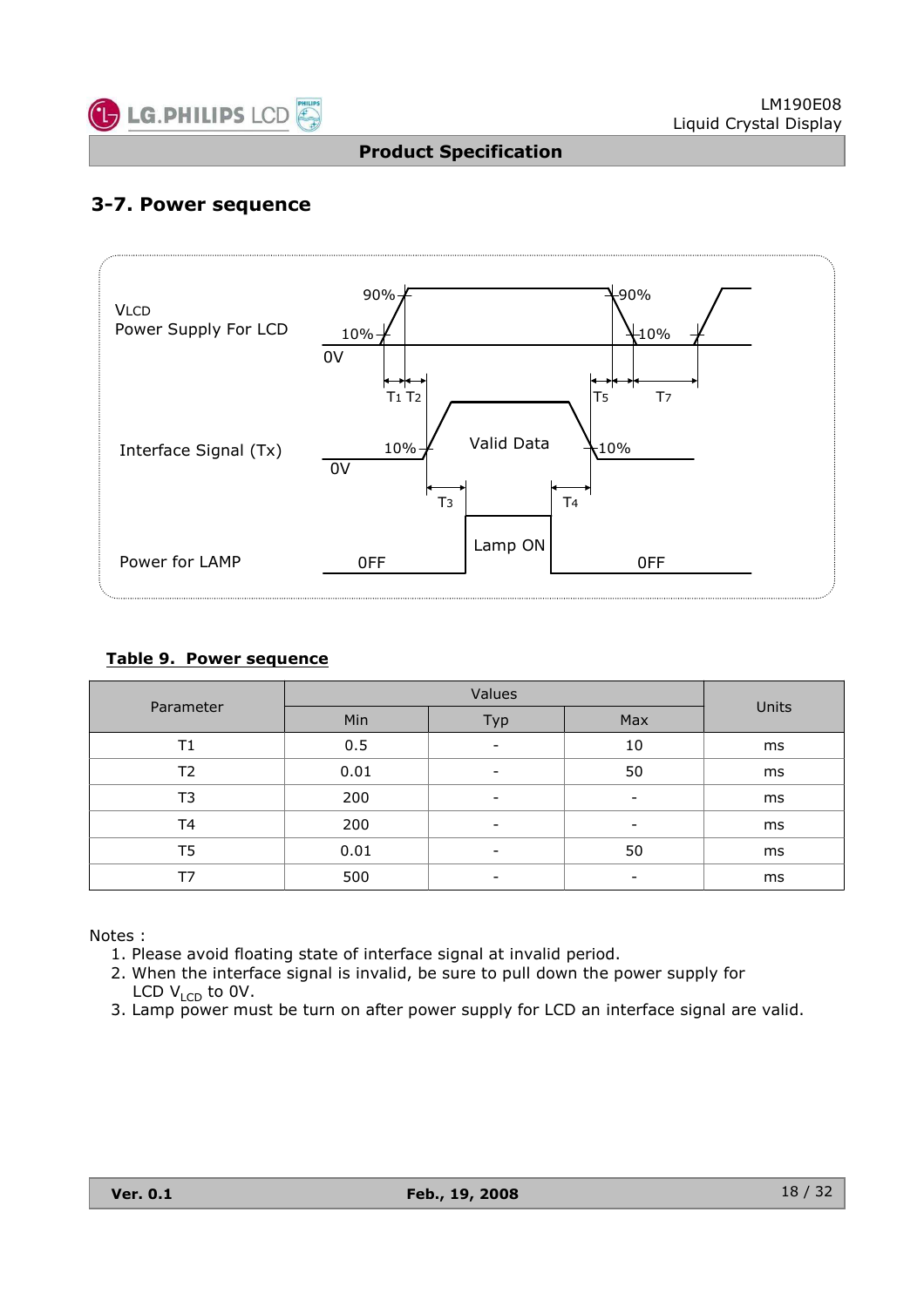## 3-7. Power sequence

**Table 9. Power sequence**

| Parameter | Values | | | Units |
|---|---|---|---|---|
| | Min | Typ | Max | |
| T1 | 0.5 | - | 10 | ms |
| T2 | 0.01 | - | 50 | ms |
| T3 | 200 | - | - | ms |
| T4 | 200 | - | - | ms |
| T5 | 0.01 | - | 50 | ms |
| T7 | 500 | - | - | ms |

Notes :

1. Please avoid floating state of interface signal at invalid period.
2. When the interface signal is invalid, be sure to pull down the power supply for LCD $V_{LCD}$ to 0V.
3. Lamp power must be turn on after power supply for LCD an interface signal are valid.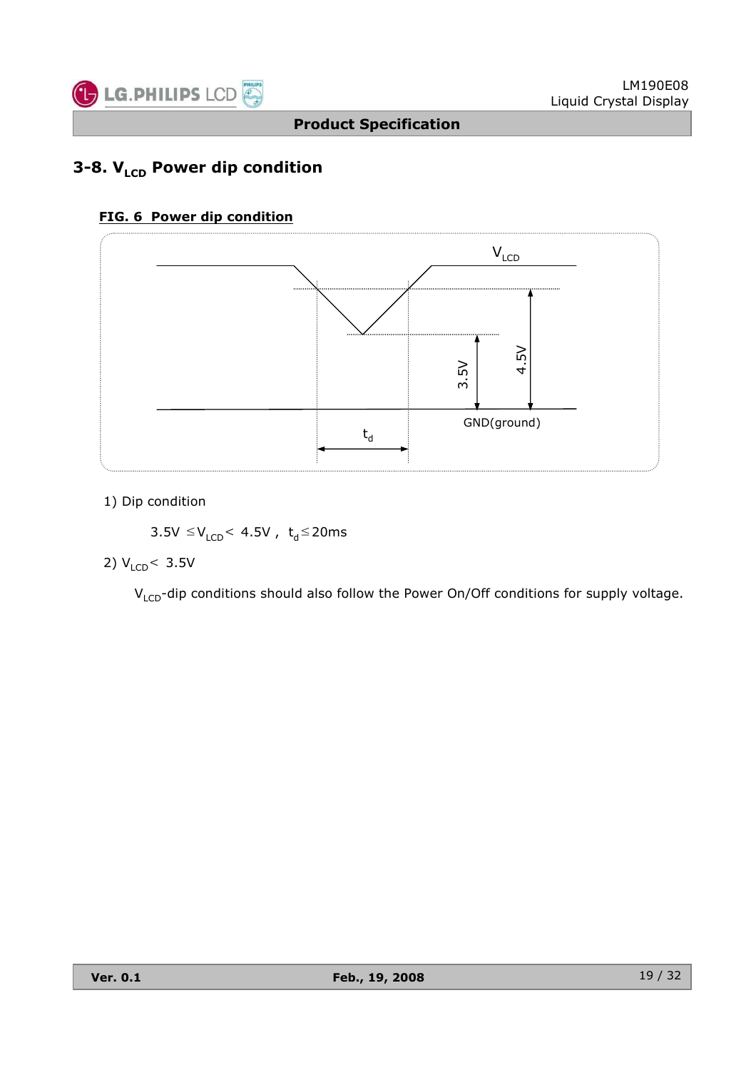## 3-8. $V_{LCD}$ Power dip condition

**FIG. 6 Power dip condition**

1) Dip condition

$3.5V \leq V_{LCD} < 4.5V$ , $t_d \leq 20ms$

2) $V_{LCD} < 3.5V$

$V_{LCD}$-dip conditions should also follow the Power On/Off conditions for supply voltage.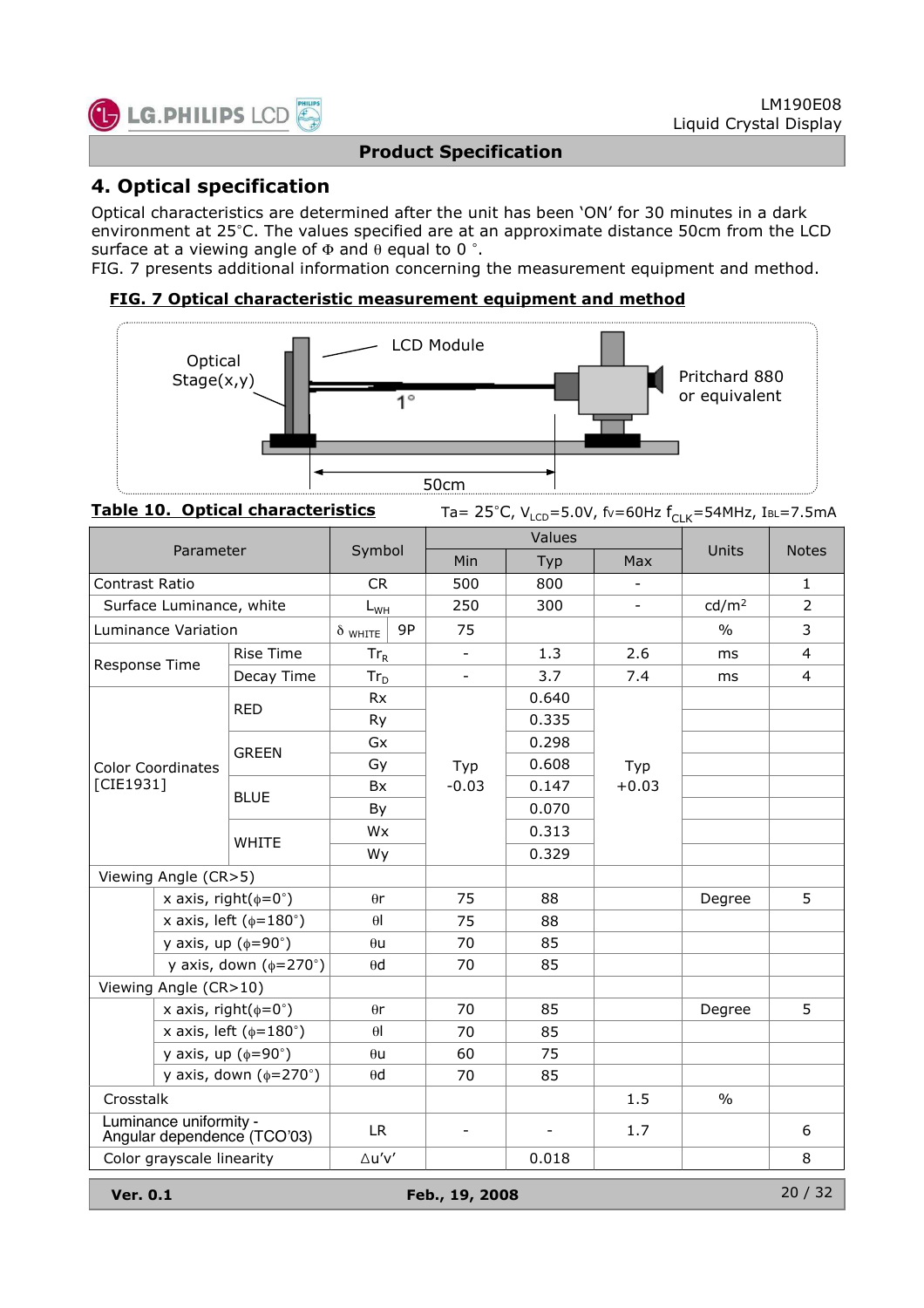## 4. Optical specification

Optical characteristics are determined after the unit has been 'ON' for 30 minutes in a dark environment at 25°C. The values specified are at an approximate distance 50cm from the LCD surface at a viewing angle of Φ and θ equal to 0 °.
FIG. 7 presents additional information concerning the measurement equipment and method.

**FIG. 7 Optical characteristic measurement equipment and method**

Optical Stage(x,y)

LCD Module

Pritchard 880 or equivalent

1°

50cm

**Table 10. Optical characteristics**

Ta= 25°C, $V_{LCD}$=5.0V, $f_V$=60Hz $f_{CLK}$=54MHz, $I_{BL}$=7.5mA

| Parameter | | Symbol | | Values | | | Units | Notes |
|---|---|---|---|---|---|---|---|---|
| | | | | Min | Typ | Max | | |
| Contrast Ratio | | CR | | 500 | 800 | - | | 1 |
| Surface Luminance, white | | $L_{WH}$ | | 250 | 300 | - | cd/m² | 2 |
| Luminance Variation | | $\delta_{WHITE}$ | 9P | 75 | | | % | 3 |
| Response Time | Rise Time | $Tr_R$ | | - | 1.3 | 2.6 | ms | 4 |
| | Decay Time | $Tr_D$ | | - | 3.7 | 7.4 | ms | 4 |
| Color Coordinates [CIE1931] | RED | Rx | | Typ -0.03 | 0.640 | Typ +0.03 | | |
| | | Ry | | | 0.335 | | | |
| | GREEN | Gx | | | 0.298 | | | |
| | | Gy | | | 0.608 | | | |
| | BLUE | Bx | | | 0.147 | | | |
| | | By | | | 0.070 | | | |
| | WHITE | Wx | | | 0.313 | | | |
| | | Wy | | | 0.329 | | | |
| Viewing Angle (CR>5) | | | | | | | | |
| | x axis, right(φ=0°) | θr | | 75 | 88 | | Degree | 5 |
| | x axis, left (φ=180°) | θl | | 75 | 88 | | | |
| | y axis, up (φ=90°) | θu | | 70 | 85 | | | |
| | y axis, down (φ=270°) | θd | | 70 | 85 | | | |
| Viewing Angle (CR>10) | | | | | | | | |
| | x axis, right(φ=0°) | θr | | 70 | 85 | | Degree | 5 |
| | x axis, left (φ=180°) | θl | | 70 | 85 | | | |
| | y axis, up (φ=90°) | θu | | 60 | 75 | | | |
| | y axis, down (φ=270°) | θd | | 70 | 85 | | | |
| Crosstalk | | | | | | 1.5 | % | |
| Luminance uniformity - Angular dependence (TCO'03) | | LR | | - | - | 1.7 | | 6 |
| Color grayscale linearity | | Δu'v' | | | 0.018 | | | 8 |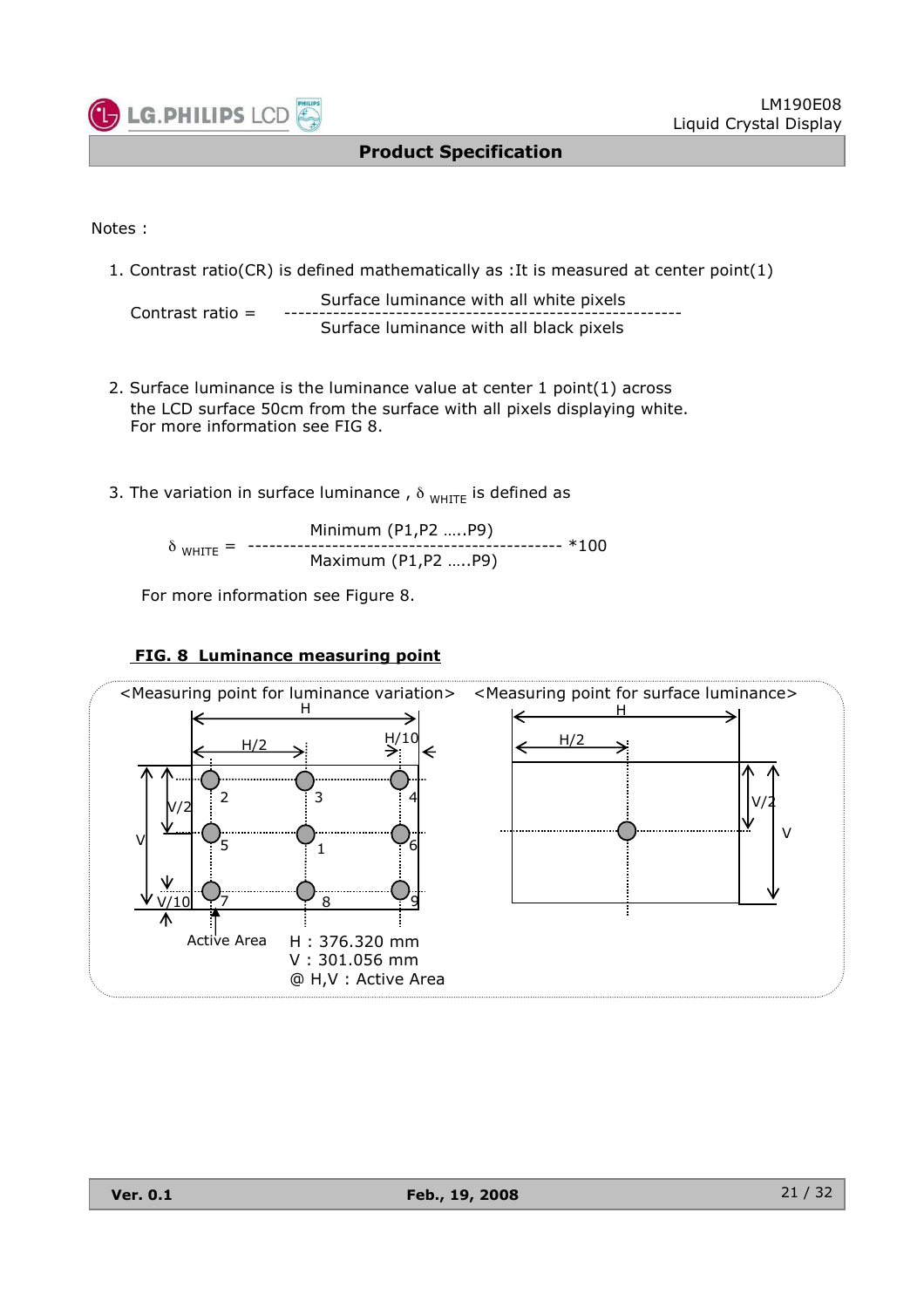Notes :

1. Contrast ratio(CR) is defined mathematically as :It is measured at center point(1)

$$\text{Contrast ratio} = \frac{\text{Surface luminance with all white pixels}}{\text{Surface luminance with all black pixels}}$$

2. Surface luminance is the luminance value at center 1 point(1) across the LCD surface 50cm from the surface with all pixels displaying white. For more information see FIG 8.

3. The variation in surface luminance , $\delta_{WHITE}$ is defined as

$$\delta_{WHITE} = \frac{\text{Minimum (P1,P2 …..P9)}}{\text{Maximum (P1,P2 …..P9)}} *100$$

   For more information see Figure 8.

**FIG. 8 Luminance measuring point**

<Measuring point for luminance variation> <Measuring point for surface luminance>

H : 376.320 mm
V : 301.056 mm
@ H,V : Active Area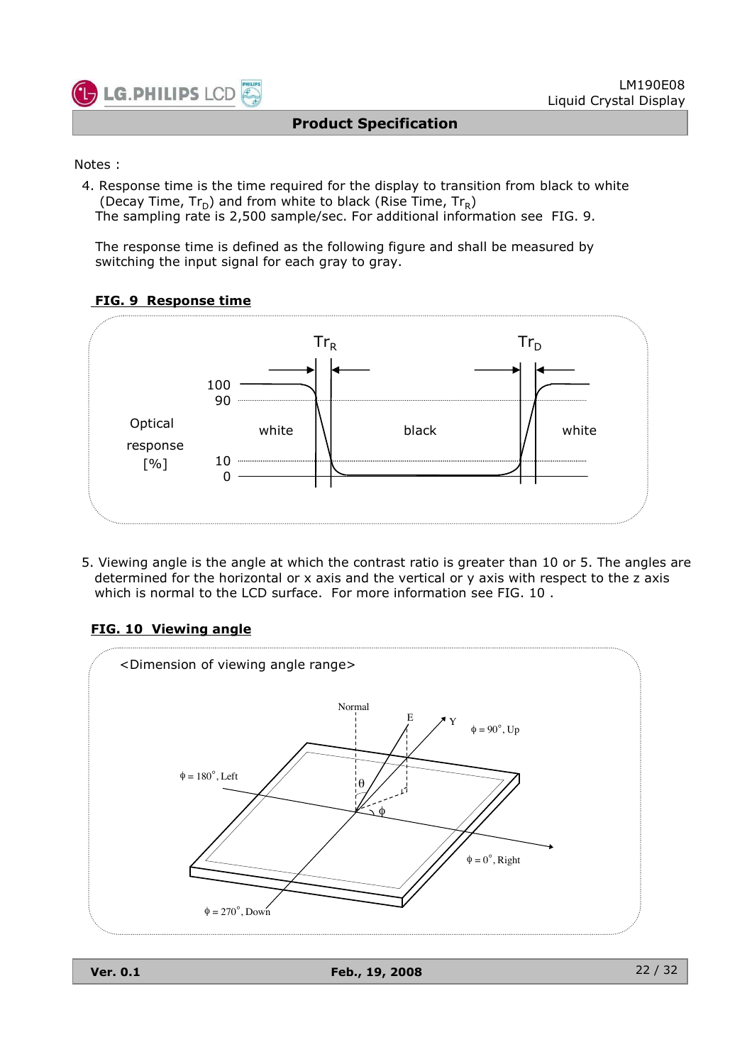Notes :

4. Response time is the time required for the display to transition from black to white (Decay Time, $Tr_D$) and from white to black (Rise Time, $Tr_R$)
   The sampling rate is 2,500 sample/sec. For additional information see FIG. 9.

   The response time is defined as the following figure and shall be measured by switching the input signal for each gray to gray.

**FIG. 9 Response time**

5. Viewing angle is the angle at which the contrast ratio is greater than 10 or 5. The angles are determined for the horizontal or x axis and the vertical or y axis with respect to the z axis which is normal to the LCD surface. For more information see FIG. 10 .

**FIG. 10 Viewing angle**

<Dimension of viewing angle range>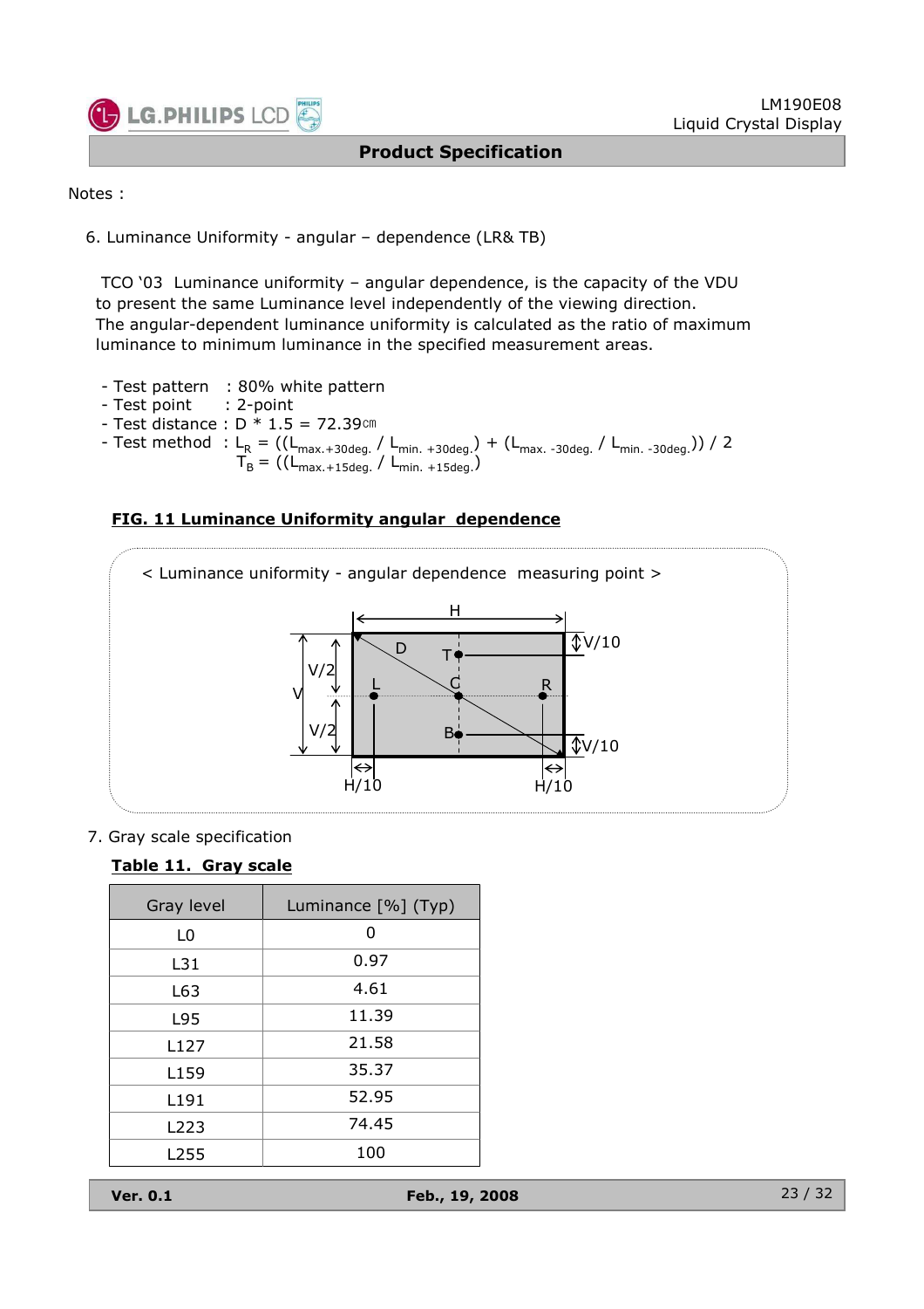Notes :

6. Luminance Uniformity - angular – dependence (LR& TB)

TCO '03 Luminance uniformity – angular dependence, is the capacity of the VDU to present the same Luminance level independently of the viewing direction. The angular-dependent luminance uniformity is calculated as the ratio of maximum luminance to minimum luminance in the specified measurement areas.

- Test pattern : 80% white pattern
- Test point : 2-point
- Test distance : D * 1.5 = 72.39㎝
- Test method : $L_R = ((L_{max.+30deg.} / L_{min.+30deg.}) + (L_{max.-30deg.} / L_{min.-30deg.})) / 2$

  $T_B = ((L_{max.+15deg.} / L_{min.+15deg.})$

**FIG. 11 Luminance Uniformity angular dependence**

< Luminance uniformity - angular dependence measuring point >

7. Gray scale specification

**Table 11. Gray scale**

| Gray level | Luminance [%] (Typ) |
|---|---|
| L0 | 0 |
| L31 | 0.97 |
| L63 | 4.61 |
| L95 | 11.39 |
| L127 | 21.58 |
| L159 | 35.37 |
| L191 | 52.95 |
| L223 | 74.45 |
| L255 | 100 |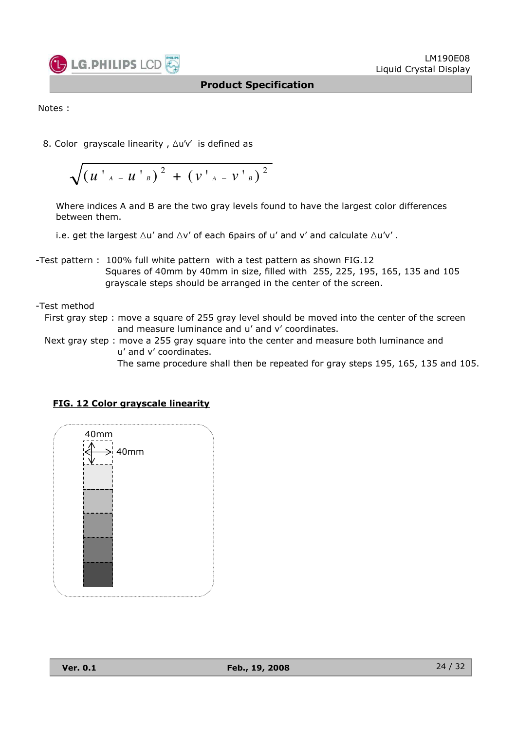Notes :

8. Color grayscale linearity , $\Delta u'v'$ is defined as

$$\sqrt{(u'_A - u'_B)^2 + (v'_A - v'_B)^2}$$

Where indices A and B are the two gray levels found to have the largest color differences between them.

i.e. get the largest $\Delta u'$ and $\Delta v'$ of each 6pairs of u' and v' and calculate $\Delta u'v'$ .

-Test pattern : 100% full white pattern with a test pattern as shown FIG.12
Squares of 40mm by 40mm in size, filled with 255, 225, 195, 165, 135 and 105 grayscale steps should be arranged in the center of the screen.

-Test method

First gray step : move a square of 255 gray level should be moved into the center of the screen and measure luminance and u' and v' coordinates.

Next gray step : move a 255 gray square into the center and measure both luminance and u' and v' coordinates.
The same procedure shall then be repeated for gray steps 195, 165, 135 and 105.

**FIG. 12 Color grayscale linearity**

40mm

40mm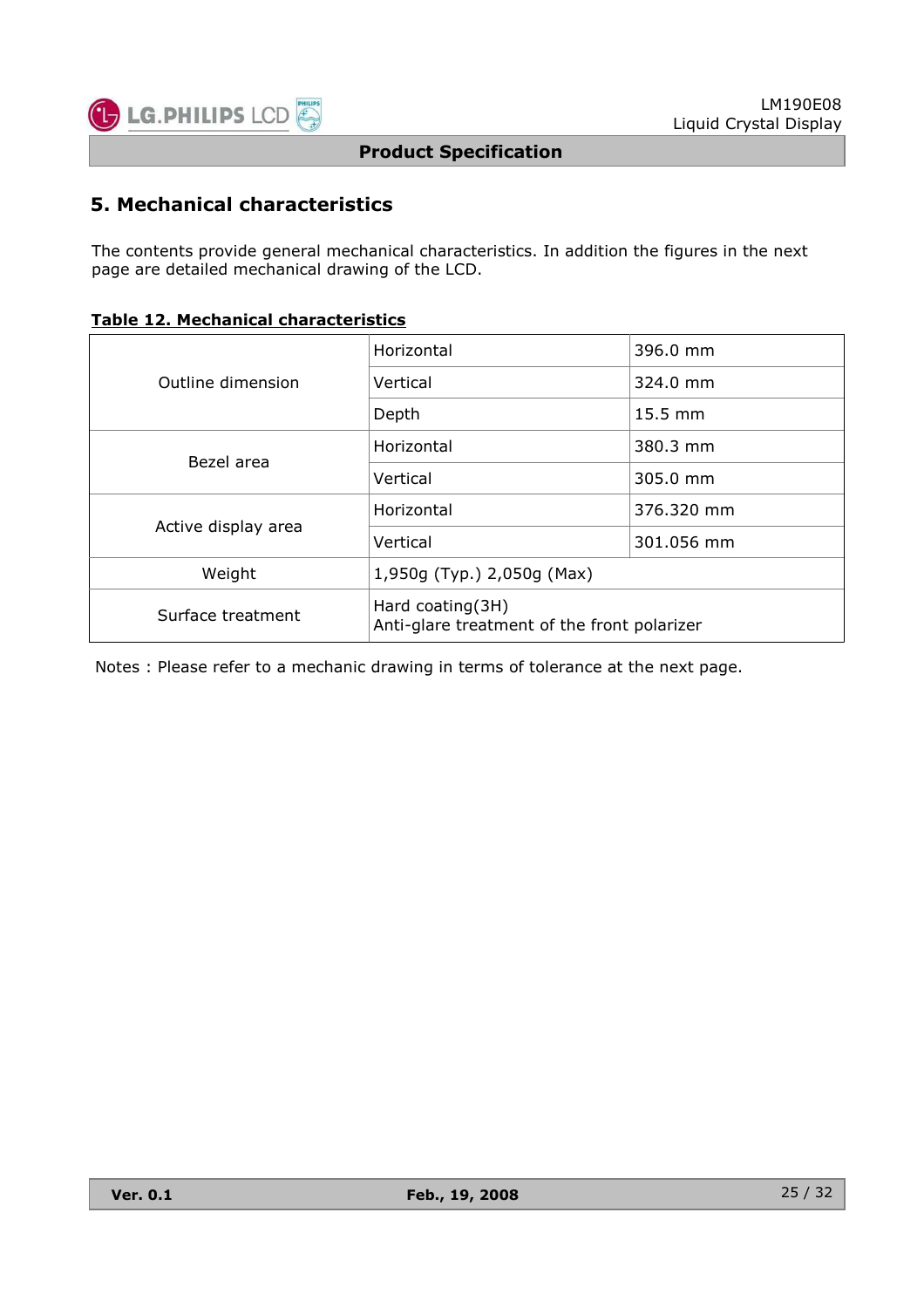## 5. Mechanical characteristics

The contents provide general mechanical characteristics. In addition the figures in the next page are detailed mechanical drawing of the LCD.

**Table 12. Mechanical characteristics**

| | | |
|---|---|---|
| Outline dimension | Horizontal | 396.0 mm |
| | Vertical | 324.0 mm |
| | Depth | 15.5 mm |
| Bezel area | Horizontal | 380.3 mm |
| | Vertical | 305.0 mm |
| Active display area | Horizontal | 376.320 mm |
| | Vertical | 301.056 mm |
| Weight | 1,950g (Typ.) 2,050g (Max) | |
| Surface treatment | Hard coating(3H)<br>Anti-glare treatment of the front polarizer | |

Notes : Please refer to a mechanic drawing in terms of tolerance at the next page.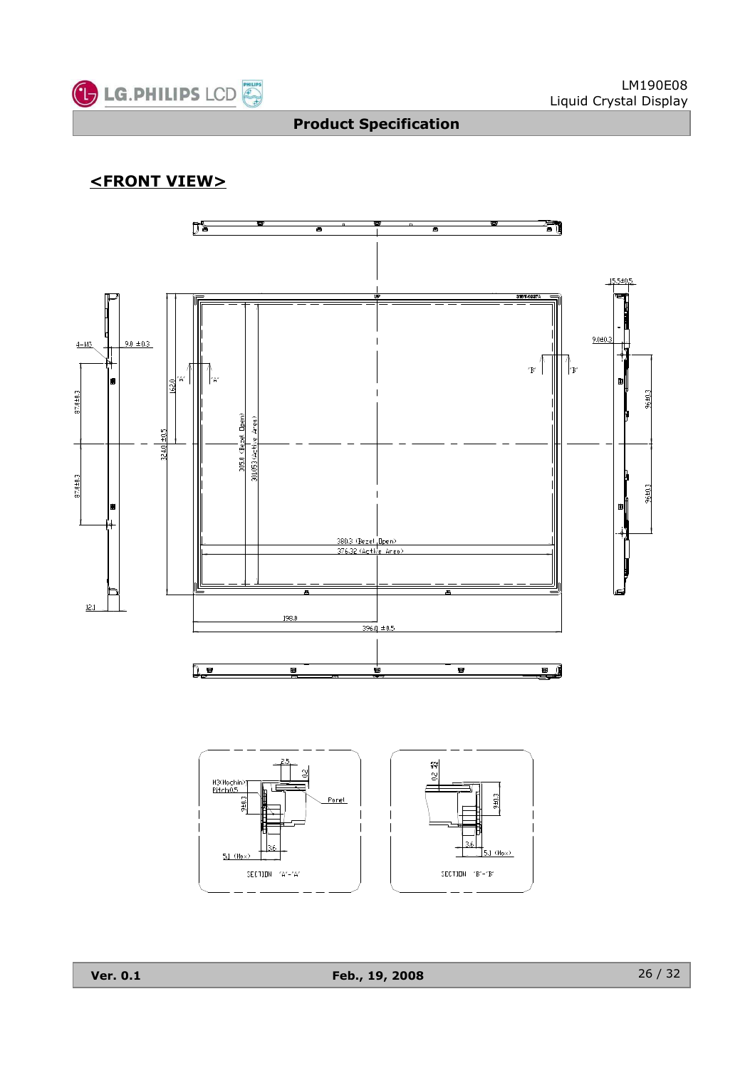## <FRONT VIEW>

4-M3

9.0 ±0.3

87.0±0.3

87.0±0.3

12.1

162.0

324.0±0.5

305.0 (Bezel Open)

301.053 (Active Area)

'A'

'A'

'B'

'B'

380.3 (Bezel Open)

376.32 (Active Area)

198.0

396.0 ±0.5

15.5±0.5

9.0±0.3

96±0.3

96±0.3

2.5

0.2

M3(Machine) Pitch0.5

9±0.3

Panel

3.6

5.1 (Max)

SECTION 'A'-'A'

0.2

9±0.3

3.6

5.1 (Max)

SECTION 'B'-'B'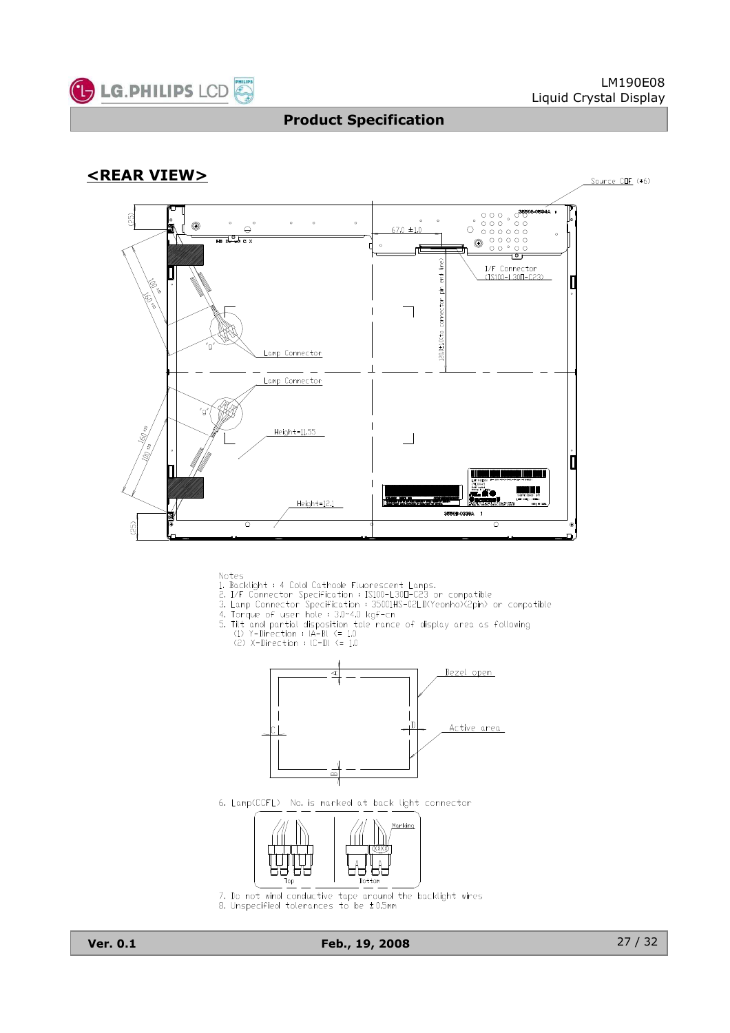## <REAR VIEW>

Source COF (#6)

67.0 ±1.0

I/F Connector (IS100-L30□-C23)

120.0±1.0(to connector pin end line)

Lamp Connector

Lamp Connector

Height=11.55

Height=12.1

Notes
1. Backlight : 4 Cold Cathode Fluorescent Lamps.
2. I/F Connector Specification : IS100-L30□-C23 or compatible
3. Lamp Connector Specification : 35001HS-02LD(Yeonho)(2pin) or compatible
4. Torque of user hole : 3.0~4.0 kgf-cm
5. Tilt and partial disposition tole rance of display area as following
   (1) Y-Direction : |A-B| <= 1.0
   (2) X-Direction : |C-D| <= 1.0

Bezel open

Active area

6. Lamp(CCFL) No. is marked at back light connector

Marking

Top    Bottom

7. Do not wind conductive tape around the backlight wires
8. Unspecified tolerances to be ±0.5mm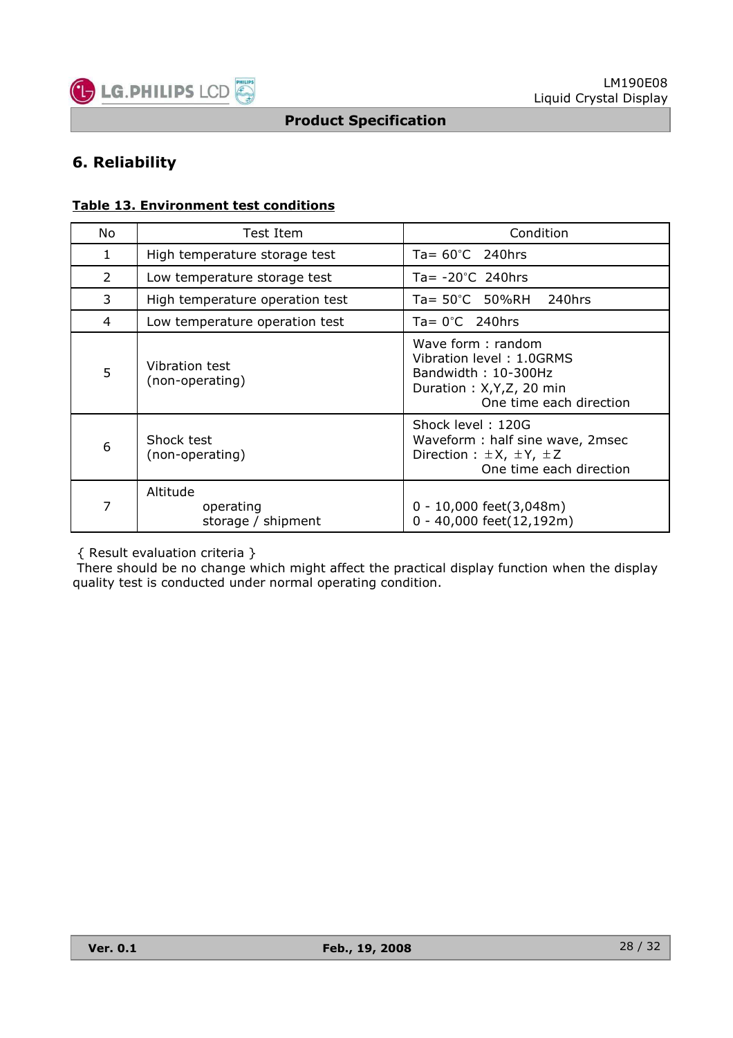## 6. Reliability

**Table 13. Environment test conditions**

| No | Test Item | Condition |
|---|---|---|
| 1 | High temperature storage test | Ta= 60°C 240hrs |
| 2 | Low temperature storage test | Ta= -20°C 240hrs |
| 3 | High temperature operation test | Ta= 50°C 50%RH 240hrs |
| 4 | Low temperature operation test | Ta= 0°C 240hrs |
| 5 | Vibration test (non-operating) | Wave form : random<br>Vibration level : 1.0GRMS<br>Bandwidth : 10-300Hz<br>Duration : X,Y,Z, 20 min<br>One time each direction |
| 6 | Shock test (non-operating) | Shock level : 120G<br>Waveform : half sine wave, 2msec<br>Direction : ±X, ±Y, ±Z<br>One time each direction |
| 7 | Altitude<br>operating<br>storage / shipment | <br>0 - 10,000 feet(3,048m)<br>0 - 40,000 feet(12,192m) |

{ Result evaluation criteria }

There should be no change which might affect the practical display function when the display quality test is conducted under normal operating condition.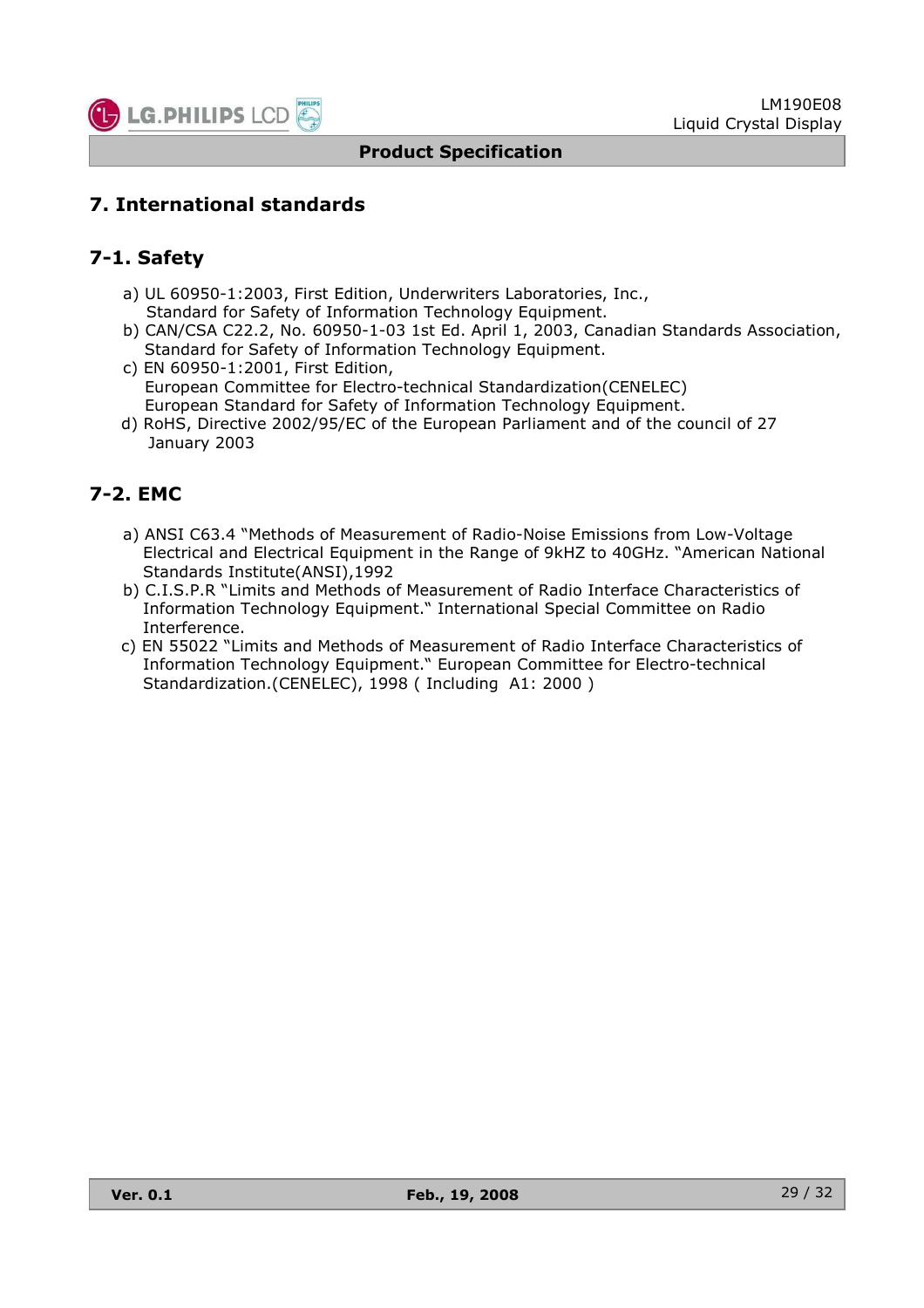# 7. International standards

## 7-1. Safety

a) UL 60950-1:2003, First Edition, Underwriters Laboratories, Inc.,
   Standard for Safety of Information Technology Equipment.
b) CAN/CSA C22.2, No. 60950-1-03 1st Ed. April 1, 2003, Canadian Standards Association,
   Standard for Safety of Information Technology Equipment.
c) EN 60950-1:2001, First Edition,
   European Committee for Electro-technical Standardization(CENELEC)
   European Standard for Safety of Information Technology Equipment.
d) RoHS, Directive 2002/95/EC of the European Parliament and of the council of 27
   January 2003

## 7-2. EMC

a) ANSI C63.4 "Methods of Measurement of Radio-Noise Emissions from Low-Voltage
   Electrical and Electrical Equipment in the Range of 9kHZ to 40GHz. "American National
   Standards Institute(ANSI),1992
b) C.I.S.P.R "Limits and Methods of Measurement of Radio Interface Characteristics of
   Information Technology Equipment." International Special Committee on Radio
   Interference.
c) EN 55022 "Limits and Methods of Measurement of Radio Interface Characteristics of
   Information Technology Equipment." European Committee for Electro-technical
   Standardization.(CENELEC), 1998 ( Including A1: 2000 )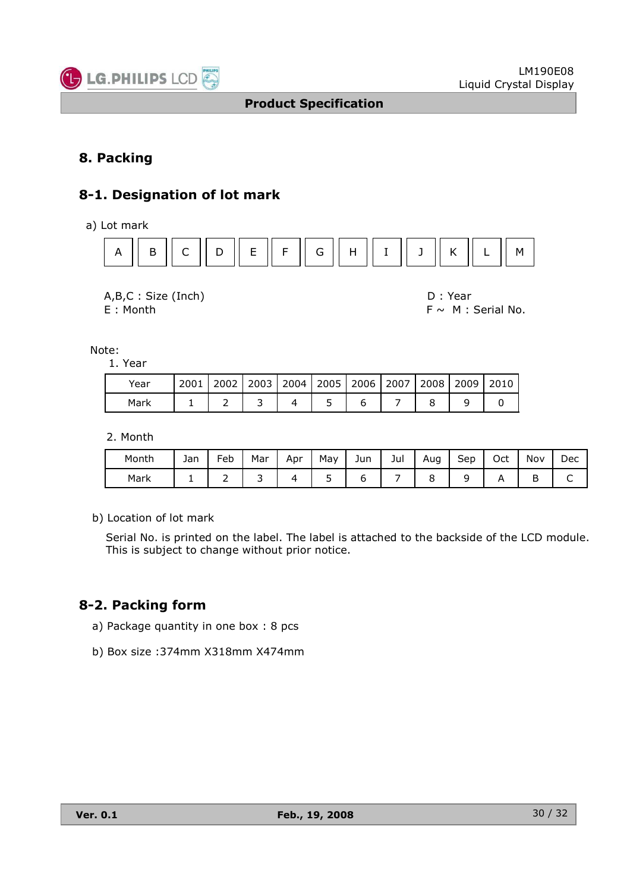# 8. Packing

## 8-1. Designation of lot mark

a) Lot mark

| A | B | C | D | E | F | G | H | I | J | K | L | M |
|---|---|---|---|---|---|---|---|---|---|---|---|---|

A,B,C : Size (Inch)
D : Year
E : Month
F ~ M : Serial No.

Note:

1. Year

| Year | 2001 | 2002 | 2003 | 2004 | 2005 | 2006 | 2007 | 2008 | 2009 | 2010 |
|---|---|---|---|---|---|---|---|---|---|---|
| Mark | 1 | 2 | 3 | 4 | 5 | 6 | 7 | 8 | 9 | 0 |

2. Month

| Month | Jan | Feb | Mar | Apr | May | Jun | Jul | Aug | Sep | Oct | Nov | Dec |
|---|---|---|---|---|---|---|---|---|---|---|---|---|
| Mark | 1 | 2 | 3 | 4 | 5 | 6 | 7 | 8 | 9 | A | B | C |

b) Location of lot mark

Serial No. is printed on the label. The label is attached to the backside of the LCD module. This is subject to change without prior notice.

## 8-2. Packing form

a) Package quantity in one box : 8 pcs

b) Box size :374mm X318mm X474mm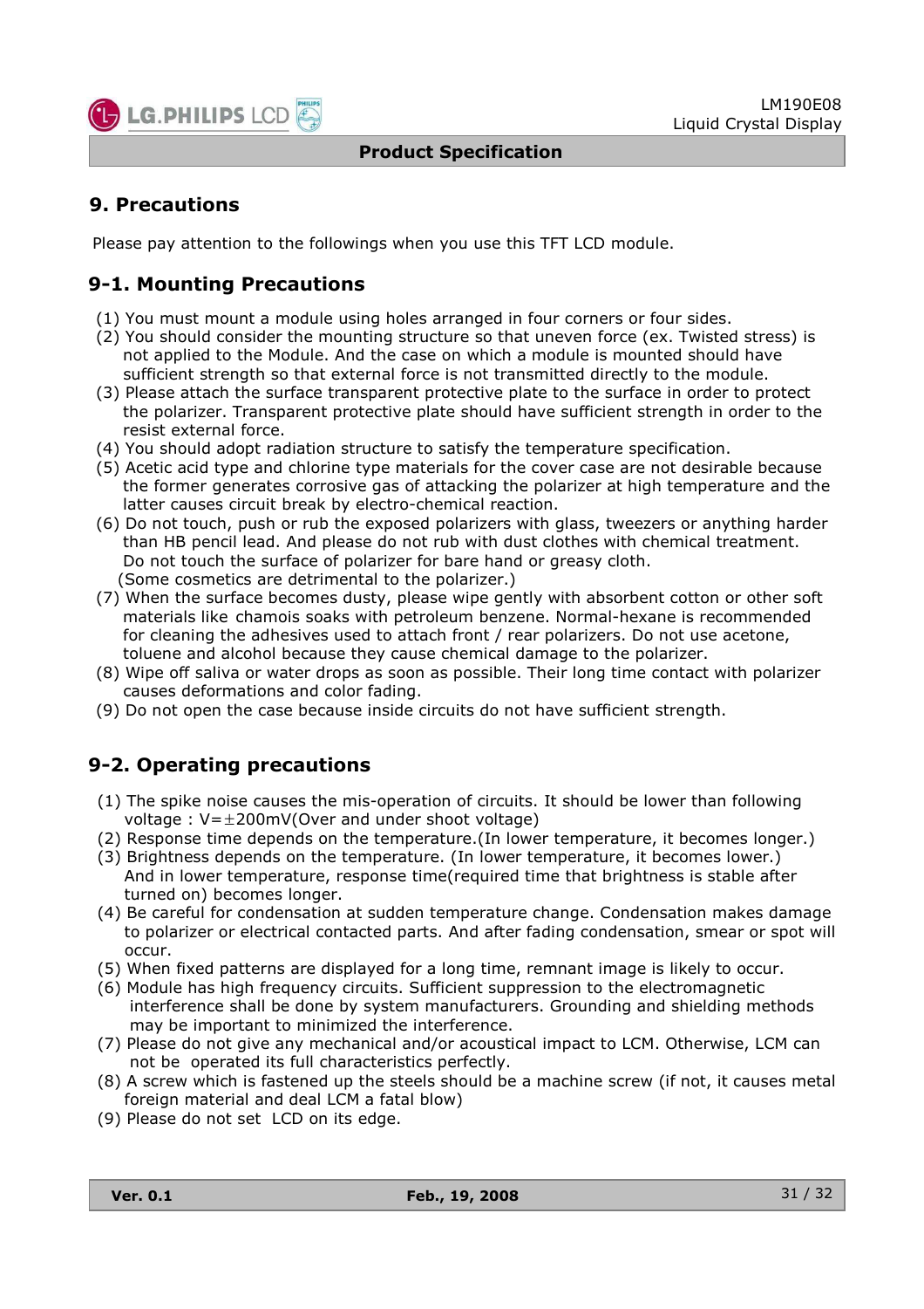# 9. Precautions

Please pay attention to the followings when you use this TFT LCD module.

## 9-1. Mounting Precautions

(1) You must mount a module using holes arranged in four corners or four sides.
(2) You should consider the mounting structure so that uneven force (ex. Twisted stress) is not applied to the Module. And the case on which a module is mounted should have sufficient strength so that external force is not transmitted directly to the module.
(3) Please attach the surface transparent protective plate to the surface in order to protect the polarizer. Transparent protective plate should have sufficient strength in order to the resist external force.
(4) You should adopt radiation structure to satisfy the temperature specification.
(5) Acetic acid type and chlorine type materials for the cover case are not desirable because the former generates corrosive gas of attacking the polarizer at high temperature and the latter causes circuit break by electro-chemical reaction.
(6) Do not touch, push or rub the exposed polarizers with glass, tweezers or anything harder than HB pencil lead. And please do not rub with dust clothes with chemical treatment. Do not touch the surface of polarizer for bare hand or greasy cloth.
(Some cosmetics are detrimental to the polarizer.)
(7) When the surface becomes dusty, please wipe gently with absorbent cotton or other soft materials like chamois soaks with petroleum benzene. Normal-hexane is recommended for cleaning the adhesives used to attach front / rear polarizers. Do not use acetone, toluene and alcohol because they cause chemical damage to the polarizer.
(8) Wipe off saliva or water drops as soon as possible. Their long time contact with polarizer causes deformations and color fading.
(9) Do not open the case because inside circuits do not have sufficient strength.

## 9-2. Operating precautions

(1) The spike noise causes the mis-operation of circuits. It should be lower than following voltage : V=±200mV(Over and under shoot voltage)
(2) Response time depends on the temperature.(In lower temperature, it becomes longer.)
(3) Brightness depends on the temperature. (In lower temperature, it becomes lower.) And in lower temperature, response time(required time that brightness is stable after turned on) becomes longer.
(4) Be careful for condensation at sudden temperature change. Condensation makes damage to polarizer or electrical contacted parts. And after fading condensation, smear or spot will occur.
(5) When fixed patterns are displayed for a long time, remnant image is likely to occur.
(6) Module has high frequency circuits. Sufficient suppression to the electromagnetic interference shall be done by system manufacturers. Grounding and shielding methods may be important to minimized the interference.
(7) Please do not give any mechanical and/or acoustical impact to LCM. Otherwise, LCM can not be operated its full characteristics perfectly.
(8) A screw which is fastened up the steels should be a machine screw (if not, it causes metal foreign material and deal LCM a fatal blow)
(9) Please do not set LCD on its edge.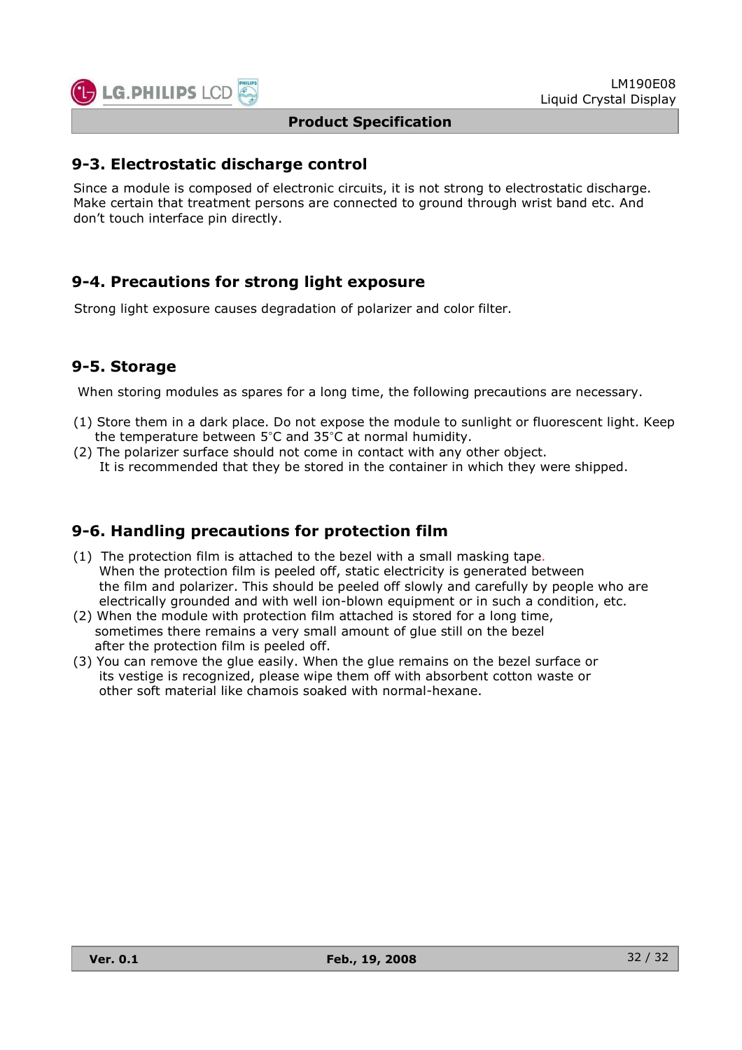## 9-3. Electrostatic discharge control

Since a module is composed of electronic circuits, it is not strong to electrostatic discharge. Make certain that treatment persons are connected to ground through wrist band etc. And don't touch interface pin directly.

## 9-4. Precautions for strong light exposure

Strong light exposure causes degradation of polarizer and color filter.

## 9-5. Storage

When storing modules as spares for a long time, the following precautions are necessary.

(1) Store them in a dark place. Do not expose the module to sunlight or fluorescent light. Keep the temperature between 5°C and 35°C at normal humidity.
(2) The polarizer surface should not come in contact with any other object.
It is recommended that they be stored in the container in which they were shipped.

## 9-6. Handling precautions for protection film

(1) The protection film is attached to the bezel with a small masking tape.
When the protection film is peeled off, static electricity is generated between the film and polarizer. This should be peeled off slowly and carefully by people who are electrically grounded and with well ion-blown equipment or in such a condition, etc.
(2) When the module with protection film attached is stored for a long time, sometimes there remains a very small amount of glue still on the bezel after the protection film is peeled off.
(3) You can remove the glue easily. When the glue remains on the bezel surface or its vestige is recognized, please wipe them off with absorbent cotton waste or other soft material like chamois soaked with normal-hexane.